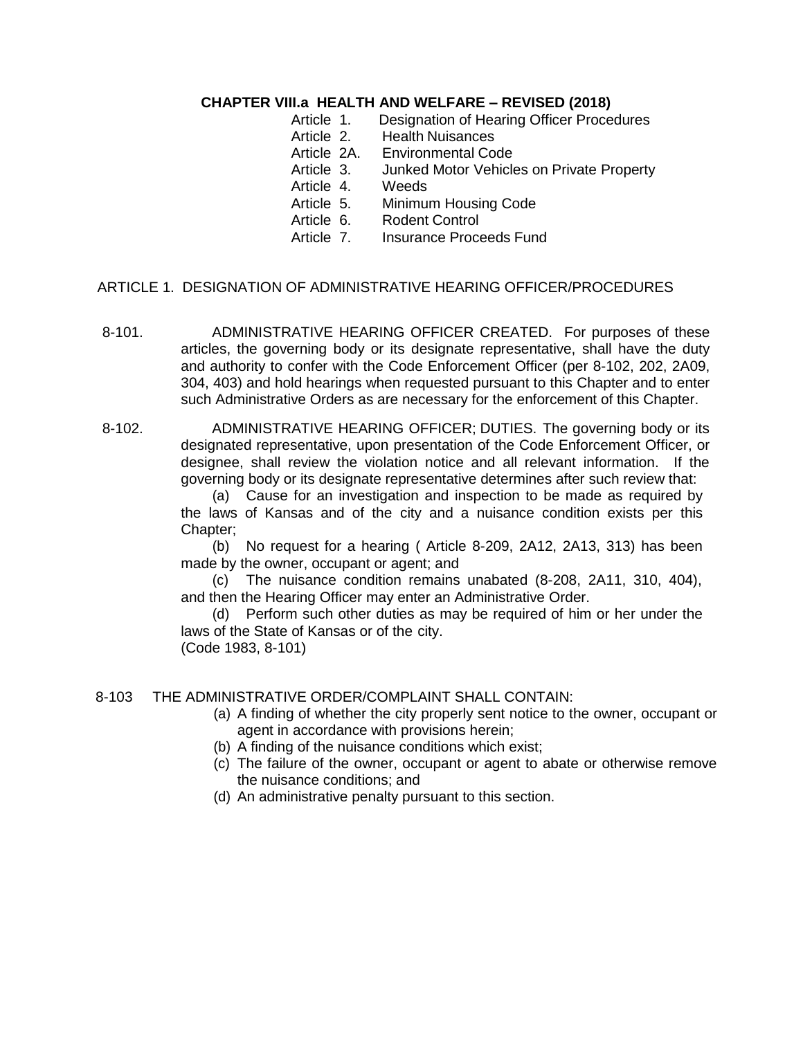# CHAPTER VIII.a HEALTH AND WELFARE – REVISED (2018)

- Article 1. Designation of Hearing Officer Procedures
- Article 2. Health Nuisances
- Article 2A. Environmental Code
- Article 3. Junked Motor Vehicles on Private Property
- Article 4. Weeds
- Article 5. Minimum Housing Code
- Article 6. Rodent Control
- Article 7. Insurance Proceeds Fund

## ARTICLE 1. DESIGNATION OF ADMINISTRATIVE HEARING OFFICER/PROCEDURES

8-101. ADMINISTRATIVE HEARING OFFICER CREATED. For purposes of these articles, the governing body or its designate representative, shall have the duty and authority to confer with the Code Enforcement Officer (per 8-102, 202, 2A09, 304, 403) and hold hearings when requested pursuant to this Chapter and to enter such Administrative Orders as are necessary for the enforcement of this Chapter.

8-102. ADMINISTRATIVE HEARING OFFICER; DUTIES. The governing body or its designated representative, upon presentation of the Code Enforcement Officer, or designee, shall review the violation notice and all relevant information. If the governing body or its designate representative determines after such review that:

(a) Cause for an investigation and inspection to be made as required by the laws of Kansas and of the city and a nuisance condition exists per this Chapter;

(b) No request for a hearing ( Article 8-209, 2A12, 2A13, 313) has been made by the owner, occupant or agent; and

(c) The nuisance condition remains unabated (8-208, 2A11, 310, 404), and then the Hearing Officer may enter an Administrative Order.

(d) Perform such other duties as may be required of him or her under the laws of the State of Kansas or of the city.

(Code 1983, 8-101)

8-103 THE ADMINISTRATIVE ORDER/COMPLAINT SHALL CONTAIN:

(a) A finding of whether the city properly sent notice to the owner, occupant or agent in accordance with provisions herein;

(b) A finding of the nuisance conditions which exist;

(c) The failure of the owner, occupant or agent to abate or otherwise remove the nuisance conditions; and

(d) An administrative penalty pursuant to this section.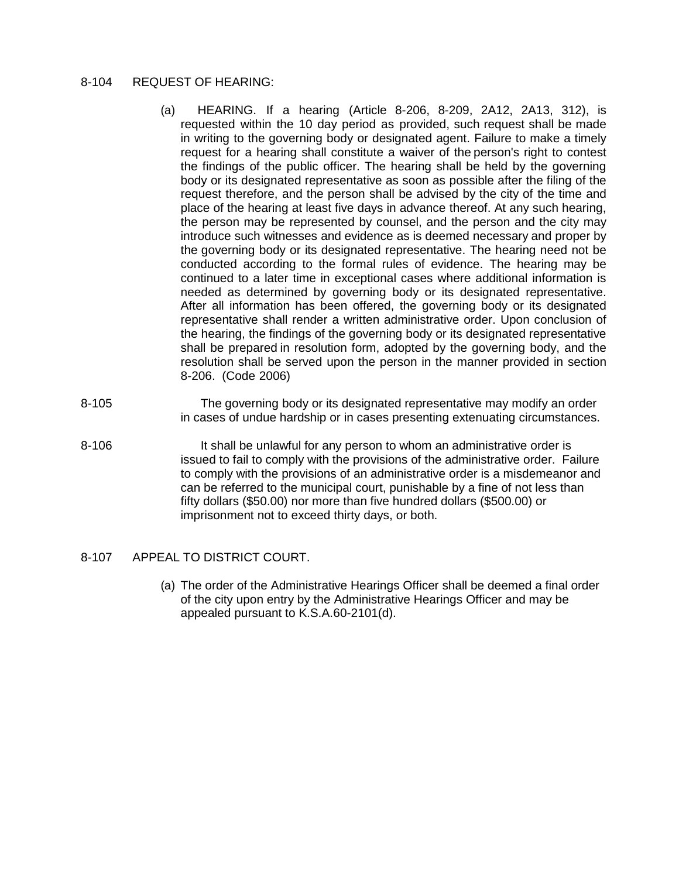8-104 REQUEST OF HEARING:

(a) HEARING. If a hearing (Article 8-206, 8-209, 2A12, 2A13, 312), is requested within the 10 day period as provided, such request shall be made in writing to the governing body or designated agent. Failure to make a timely request for a hearing shall constitute a waiver of the person's right to contest the findings of the public officer. The hearing shall be held by the governing body or its designated representative as soon as possible after the filing of the request therefore, and the person shall be advised by the city of the time and place of the hearing at least five days in advance thereof. At any such hearing, the person may be represented by counsel, and the person and the city may introduce such witnesses and evidence as is deemed necessary and proper by the governing body or its designated representative. The hearing need not be conducted according to the formal rules of evidence. The hearing may be continued to a later time in exceptional cases where additional information is needed as determined by governing body or its designated representative. After all information has been offered, the governing body or its designated representative shall render a written administrative order. Upon conclusion of the hearing, the findings of the governing body or its designated representative shall be prepared in resolution form, adopted by the governing body, and the resolution shall be served upon the person in the manner provided in section 8-206. (Code 2006)

8-105 The governing body or its designated representative may modify an order in cases of undue hardship or in cases presenting extenuating circumstances.

8-106 It shall be unlawful for any person to whom an administrative order is issued to fail to comply with the provisions of the administrative order. Failure to comply with the provisions of an administrative order is a misdemeanor and can be referred to the municipal court, punishable by a fine of not less than fifty dollars ($50.00) nor more than five hundred dollars ($500.00) or imprisonment not to exceed thirty days, or both.

8-107 APPEAL TO DISTRICT COURT.

(a) The order of the Administrative Hearings Officer shall be deemed a final order of the city upon entry by the Administrative Hearings Officer and may be appealed pursuant to K.S.A.60-2101(d).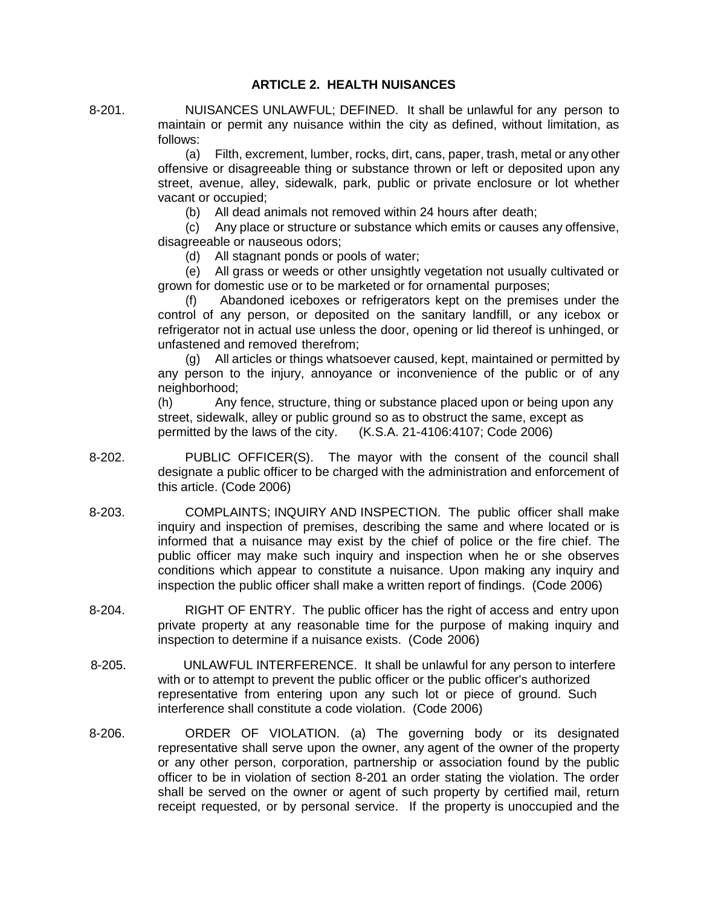## ARTICLE 2. HEALTH NUISANCES

8-201. NUISANCES UNLAWFUL; DEFINED. It shall be unlawful for any person to maintain or permit any nuisance within the city as defined, without limitation, as follows:

(a) Filth, excrement, lumber, rocks, dirt, cans, paper, trash, metal or any other offensive or disagreeable thing or substance thrown or left or deposited upon any street, avenue, alley, sidewalk, park, public or private enclosure or lot whether vacant or occupied;

(b) All dead animals not removed within 24 hours after death;

(c) Any place or structure or substance which emits or causes any offensive, disagreeable or nauseous odors;

(d) All stagnant ponds or pools of water;

(e) All grass or weeds or other unsightly vegetation not usually cultivated or grown for domestic use or to be marketed or for ornamental purposes;

(f) Abandoned iceboxes or refrigerators kept on the premises under the control of any person, or deposited on the sanitary landfill, or any icebox or refrigerator not in actual use unless the door, opening or lid thereof is unhinged, or unfastened and removed therefrom;

(g) All articles or things whatsoever caused, kept, maintained or permitted by any person to the injury, annoyance or inconvenience of the public or of any neighborhood;

(h) Any fence, structure, thing or substance placed upon or being upon any street, sidewalk, alley or public ground so as to obstruct the same, except as permitted by the laws of the city. (K.S.A. 21-4106:4107; Code 2006)

8-202. PUBLIC OFFICER(S). The mayor with the consent of the council shall designate a public officer to be charged with the administration and enforcement of this article. (Code 2006)

8-203. COMPLAINTS; INQUIRY AND INSPECTION. The public officer shall make inquiry and inspection of premises, describing the same and where located or is informed that a nuisance may exist by the chief of police or the fire chief. The public officer may make such inquiry and inspection when he or she observes conditions which appear to constitute a nuisance. Upon making any inquiry and inspection the public officer shall make a written report of findings. (Code 2006)

8-204. RIGHT OF ENTRY. The public officer has the right of access and entry upon private property at any reasonable time for the purpose of making inquiry and inspection to determine if a nuisance exists. (Code 2006)

8-205. UNLAWFUL INTERFERENCE. It shall be unlawful for any person to interfere with or to attempt to prevent the public officer or the public officer's authorized representative from entering upon any such lot or piece of ground. Such interference shall constitute a code violation. (Code 2006)

8-206. ORDER OF VIOLATION. (a) The governing body or its designated representative shall serve upon the owner, any agent of the owner of the property or any other person, corporation, partnership or association found by the public officer to be in violation of section 8-201 an order stating the violation. The order shall be served on the owner or agent of such property by certified mail, return receipt requested, or by personal service. If the property is unoccupied and the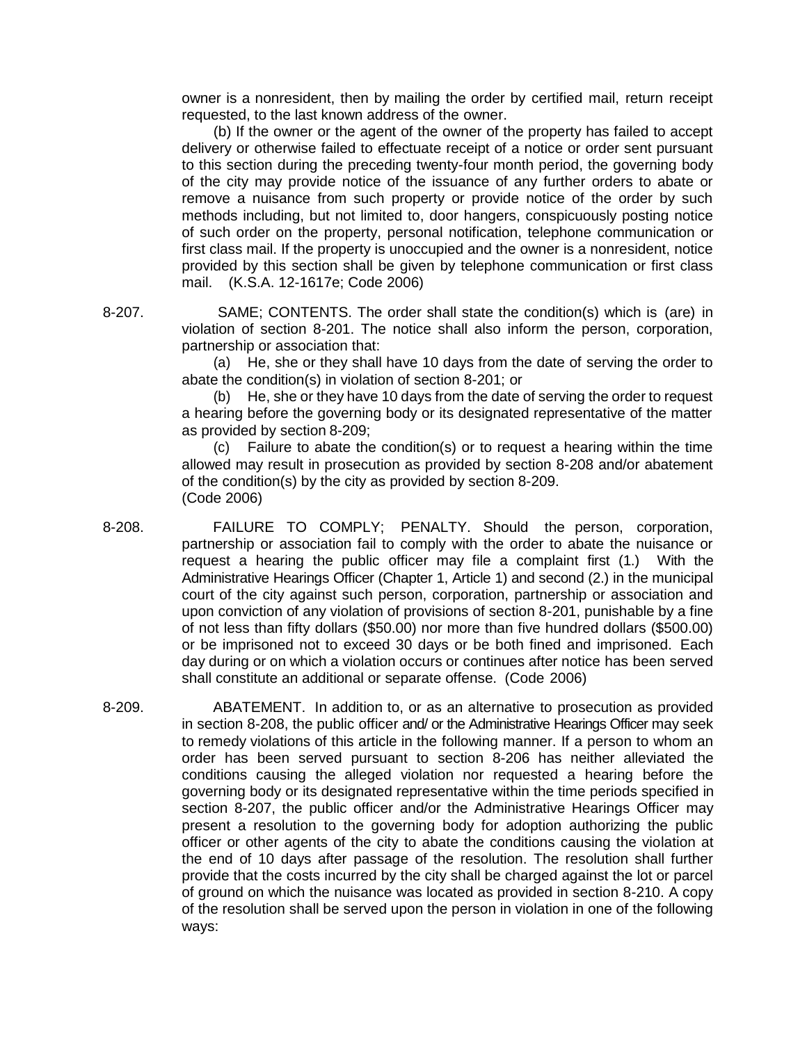owner is a nonresident, then by mailing the order by certified mail, return receipt requested, to the last known address of the owner.

(b) If the owner or the agent of the owner of the property has failed to accept delivery or otherwise failed to effectuate receipt of a notice or order sent pursuant to this section during the preceding twenty-four month period, the governing body of the city may provide notice of the issuance of any further orders to abate or remove a nuisance from such property or provide notice of the order by such methods including, but not limited to, door hangers, conspicuously posting notice of such order on the property, personal notification, telephone communication or first class mail. If the property is unoccupied and the owner is a nonresident, notice provided by this section shall be given by telephone communication or first class mail. (K.S.A. 12-1617e; Code 2006)

8-207. SAME; CONTENTS. The order shall state the condition(s) which is (are) in violation of section 8-201. The notice shall also inform the person, corporation, partnership or association that:

(a) He, she or they shall have 10 days from the date of serving the order to abate the condition(s) in violation of section 8-201; or

(b) He, she or they have 10 days from the date of serving the order to request a hearing before the governing body or its designated representative of the matter as provided by section 8-209;

(c) Failure to abate the condition(s) or to request a hearing within the time allowed may result in prosecution as provided by section 8-208 and/or abatement of the condition(s) by the city as provided by section 8-209.
(Code 2006)

8-208. FAILURE TO COMPLY; PENALTY. Should the person, corporation, partnership or association fail to comply with the order to abate the nuisance or request a hearing the public officer may file a complaint first (1.) With the Administrative Hearings Officer (Chapter 1, Article 1) and second (2.) in the municipal court of the city against such person, corporation, partnership or association and upon conviction of any violation of provisions of section 8-201, punishable by a fine of not less than fifty dollars ($50.00) nor more than five hundred dollars ($500.00) or be imprisoned not to exceed 30 days or be both fined and imprisoned. Each day during or on which a violation occurs or continues after notice has been served shall constitute an additional or separate offense. (Code 2006)

8-209. ABATEMENT. In addition to, or as an alternative to prosecution as provided in section 8-208, the public officer and/ or the Administrative Hearings Officer may seek to remedy violations of this article in the following manner. If a person to whom an order has been served pursuant to section 8-206 has neither alleviated the conditions causing the alleged violation nor requested a hearing before the governing body or its designated representative within the time periods specified in section 8-207, the public officer and/or the Administrative Hearings Officer may present a resolution to the governing body for adoption authorizing the public officer or other agents of the city to abate the conditions causing the violation at the end of 10 days after passage of the resolution. The resolution shall further provide that the costs incurred by the city shall be charged against the lot or parcel of ground on which the nuisance was located as provided in section 8-210. A copy of the resolution shall be served upon the person in violation in one of the following ways: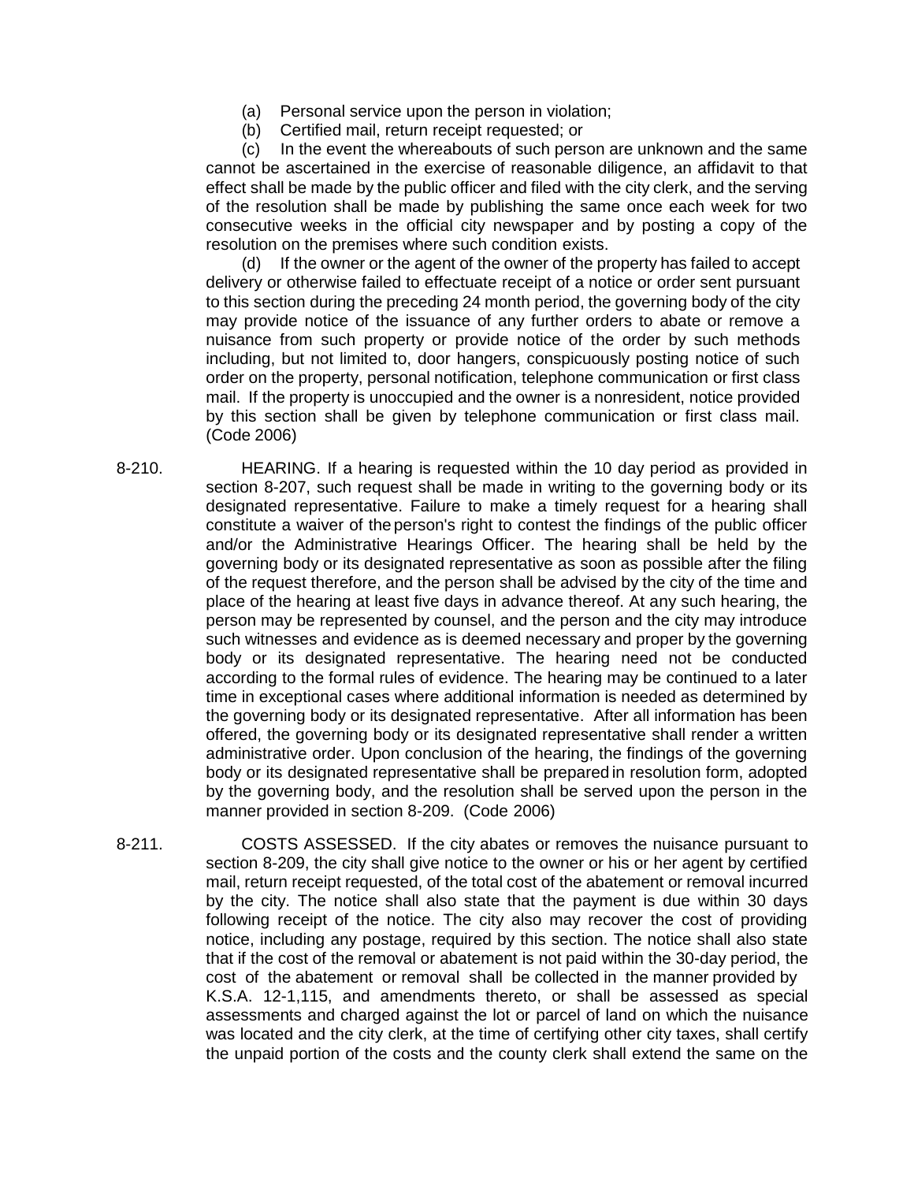(a) Personal service upon the person in violation;

(b) Certified mail, return receipt requested; or

(c) In the event the whereabouts of such person are unknown and the same cannot be ascertained in the exercise of reasonable diligence, an affidavit to that effect shall be made by the public officer and filed with the city clerk, and the serving of the resolution shall be made by publishing the same once each week for two consecutive weeks in the official city newspaper and by posting a copy of the resolution on the premises where such condition exists.

(d) If the owner or the agent of the owner of the property has failed to accept delivery or otherwise failed to effectuate receipt of a notice or order sent pursuant to this section during the preceding 24 month period, the governing body of the city may provide notice of the issuance of any further orders to abate or remove a nuisance from such property or provide notice of the order by such methods including, but not limited to, door hangers, conspicuously posting notice of such order on the property, personal notification, telephone communication or first class mail. If the property is unoccupied and the owner is a nonresident, notice provided by this section shall be given by telephone communication or first class mail. (Code 2006)

8-210. HEARING. If a hearing is requested within the 10 day period as provided in section 8-207, such request shall be made in writing to the governing body or its designated representative. Failure to make a timely request for a hearing shall constitute a waiver of the person's right to contest the findings of the public officer and/or the Administrative Hearings Officer. The hearing shall be held by the governing body or its designated representative as soon as possible after the filing of the request therefore, and the person shall be advised by the city of the time and place of the hearing at least five days in advance thereof. At any such hearing, the person may be represented by counsel, and the person and the city may introduce such witnesses and evidence as is deemed necessary and proper by the governing body or its designated representative. The hearing need not be conducted according to the formal rules of evidence. The hearing may be continued to a later time in exceptional cases where additional information is needed as determined by the governing body or its designated representative. After all information has been offered, the governing body or its designated representative shall render a written administrative order. Upon conclusion of the hearing, the findings of the governing body or its designated representative shall be prepared in resolution form, adopted by the governing body, and the resolution shall be served upon the person in the manner provided in section 8-209. (Code 2006)

8-211. COSTS ASSESSED. If the city abates or removes the nuisance pursuant to section 8-209, the city shall give notice to the owner or his or her agent by certified mail, return receipt requested, of the total cost of the abatement or removal incurred by the city. The notice shall also state that the payment is due within 30 days following receipt of the notice. The city also may recover the cost of providing notice, including any postage, required by this section. The notice shall also state that if the cost of the removal or abatement is not paid within the 30-day period, the cost of the abatement or removal shall be collected in the manner provided by K.S.A. 12-1,115, and amendments thereto, or shall be assessed as special assessments and charged against the lot or parcel of land on which the nuisance was located and the city clerk, at the time of certifying other city taxes, shall certify the unpaid portion of the costs and the county clerk shall extend the same on the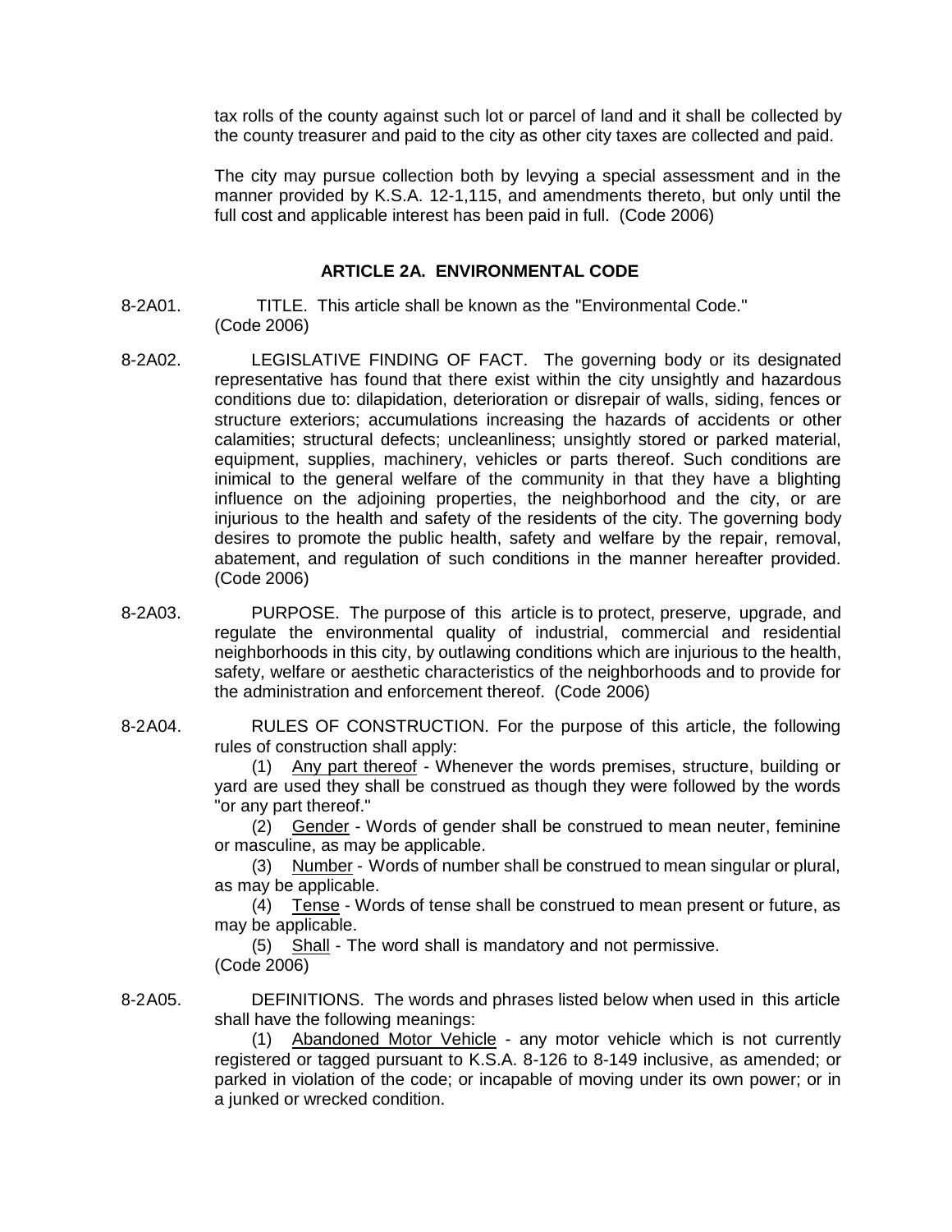tax rolls of the county against such lot or parcel of land and it shall be collected by the county treasurer and paid to the city as other city taxes are collected and paid.

The city may pursue collection both by levying a special assessment and in the manner provided by K.S.A. 12-1,115, and amendments thereto, but only until the full cost and applicable interest has been paid in full. (Code 2006)

## ARTICLE 2A. ENVIRONMENTAL CODE

8-2A01. TITLE. This article shall be known as the "Environmental Code." (Code 2006)

8-2A02. LEGISLATIVE FINDING OF FACT. The governing body or its designated representative has found that there exist within the city unsightly and hazardous conditions due to: dilapidation, deterioration or disrepair of walls, siding, fences or structure exteriors; accumulations increasing the hazards of accidents or other calamities; structural defects; uncleanliness; unsightly stored or parked material, equipment, supplies, machinery, vehicles or parts thereof. Such conditions are inimical to the general welfare of the community in that they have a blighting influence on the adjoining properties, the neighborhood and the city, or are injurious to the health and safety of the residents of the city. The governing body desires to promote the public health, safety and welfare by the repair, removal, abatement, and regulation of such conditions in the manner hereafter provided. (Code 2006)

8-2A03. PURPOSE. The purpose of this article is to protect, preserve, upgrade, and regulate the environmental quality of industrial, commercial and residential neighborhoods in this city, by outlawing conditions which are injurious to the health, safety, welfare or aesthetic characteristics of the neighborhoods and to provide for the administration and enforcement thereof. (Code 2006)

8-2A04. RULES OF CONSTRUCTION. For the purpose of this article, the following rules of construction shall apply:

(1) Any part thereof - Whenever the words premises, structure, building or yard are used they shall be construed as though they were followed by the words "or any part thereof."

(2) Gender - Words of gender shall be construed to mean neuter, feminine or masculine, as may be applicable.

(3) Number - Words of number shall be construed to mean singular or plural, as may be applicable.

(4) Tense - Words of tense shall be construed to mean present or future, as may be applicable.

(5) Shall - The word shall is mandatory and not permissive.

(Code 2006)

8-2A05. DEFINITIONS. The words and phrases listed below when used in this article shall have the following meanings:

(1) Abandoned Motor Vehicle - any motor vehicle which is not currently registered or tagged pursuant to K.S.A. 8-126 to 8-149 inclusive, as amended; or parked in violation of the code; or incapable of moving under its own power; or in a junked or wrecked condition.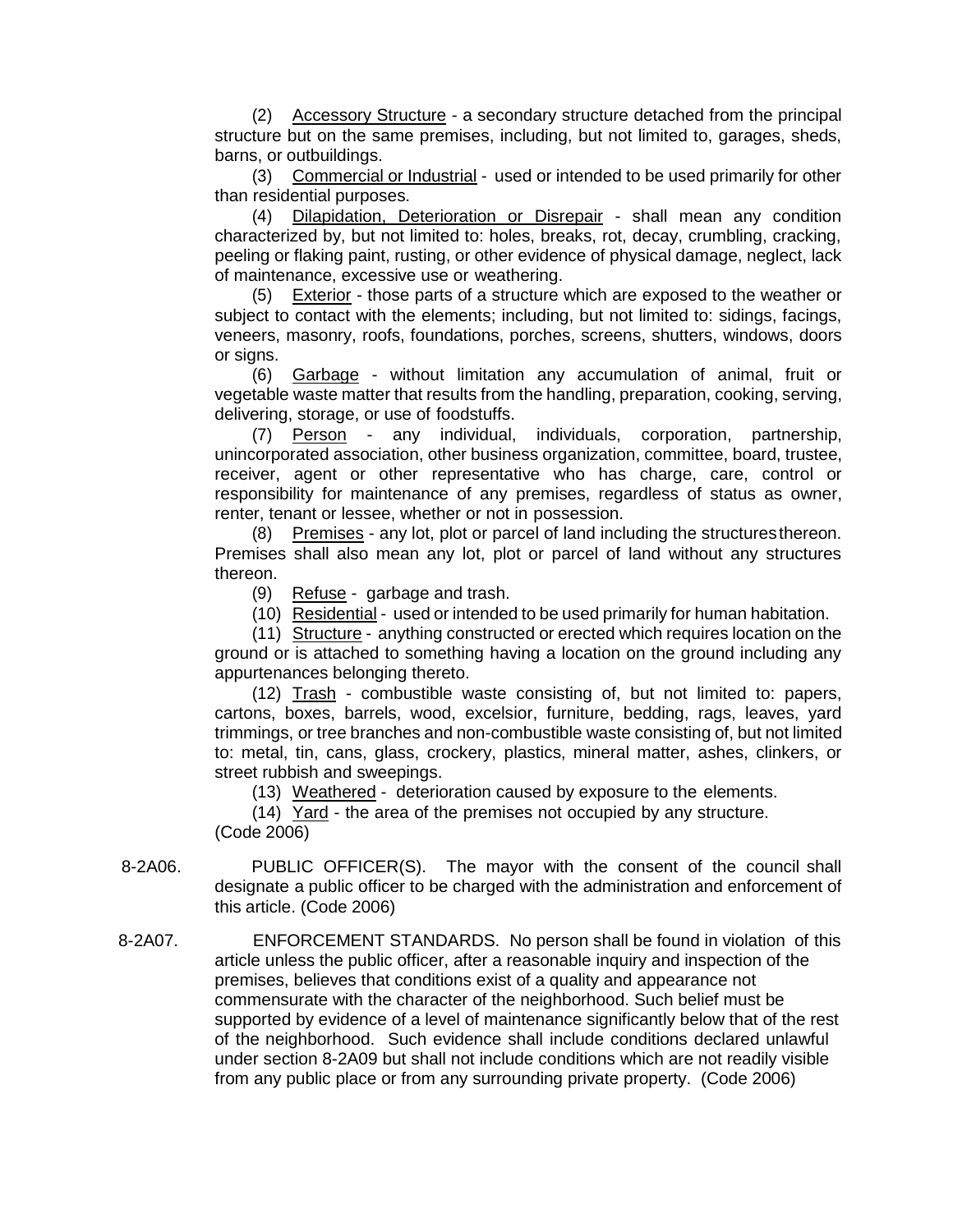(2) Accessory Structure - a secondary structure detached from the principal structure but on the same premises, including, but not limited to, garages, sheds, barns, or outbuildings.

(3) Commercial or Industrial - used or intended to be used primarily for other than residential purposes.

(4) Dilapidation, Deterioration or Disrepair - shall mean any condition characterized by, but not limited to: holes, breaks, rot, decay, crumbling, cracking, peeling or flaking paint, rusting, or other evidence of physical damage, neglect, lack of maintenance, excessive use or weathering.

(5) Exterior - those parts of a structure which are exposed to the weather or subject to contact with the elements; including, but not limited to: sidings, facings, veneers, masonry, roofs, foundations, porches, screens, shutters, windows, doors or signs.

(6) Garbage - without limitation any accumulation of animal, fruit or vegetable waste matter that results from the handling, preparation, cooking, serving, delivering, storage, or use of foodstuffs.

(7) Person - any individual, individuals, corporation, partnership, unincorporated association, other business organization, committee, board, trustee, receiver, agent or other representative who has charge, care, control or responsibility for maintenance of any premises, regardless of status as owner, renter, tenant or lessee, whether or not in possession.

(8) Premises - any lot, plot or parcel of land including the structures thereon. Premises shall also mean any lot, plot or parcel of land without any structures thereon.

(9) Refuse - garbage and trash.

(10) Residential - used or intended to be used primarily for human habitation.

(11) Structure - anything constructed or erected which requires location on the ground or is attached to something having a location on the ground including any appurtenances belonging thereto.

(12) Trash - combustible waste consisting of, but not limited to: papers, cartons, boxes, barrels, wood, excelsior, furniture, bedding, rags, leaves, yard trimmings, or tree branches and non-combustible waste consisting of, but not limited to: metal, tin, cans, glass, crockery, plastics, mineral matter, ashes, clinkers, or street rubbish and sweepings.

(13) Weathered - deterioration caused by exposure to the elements.

(14) Yard - the area of the premises not occupied by any structure.

(Code 2006)

8-2A06. PUBLIC OFFICER(S). The mayor with the consent of the council shall designate a public officer to be charged with the administration and enforcement of this article. (Code 2006)

8-2A07. ENFORCEMENT STANDARDS. No person shall be found in violation of this article unless the public officer, after a reasonable inquiry and inspection of the premises, believes that conditions exist of a quality and appearance not commensurate with the character of the neighborhood. Such belief must be supported by evidence of a level of maintenance significantly below that of the rest of the neighborhood. Such evidence shall include conditions declared unlawful under section 8-2A09 but shall not include conditions which are not readily visible from any public place or from any surrounding private property. (Code 2006)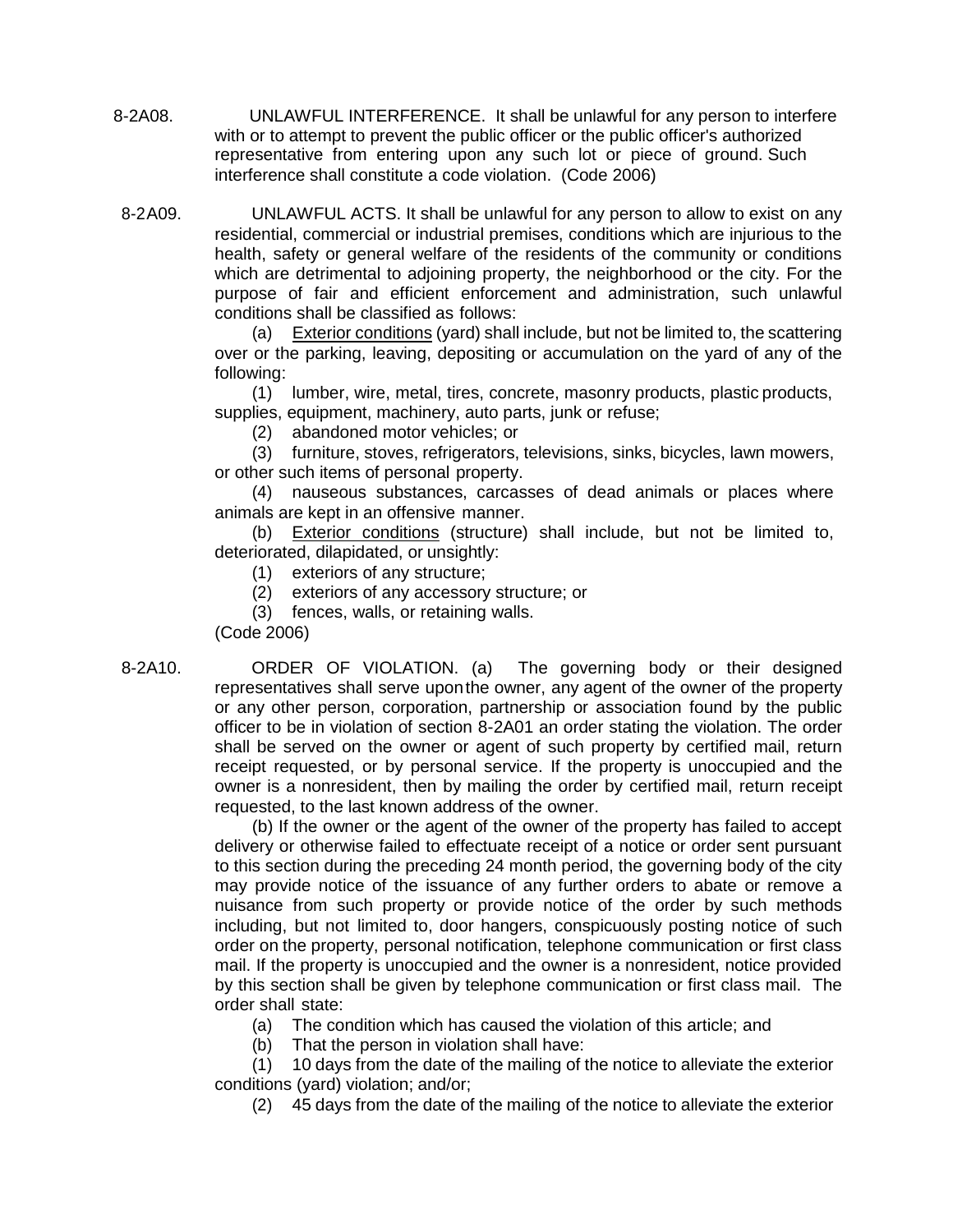8-2A08. UNLAWFUL INTERFERENCE. It shall be unlawful for any person to interfere with or to attempt to prevent the public officer or the public officer's authorized representative from entering upon any such lot or piece of ground. Such interference shall constitute a code violation. (Code 2006)

8-2A09. UNLAWFUL ACTS. It shall be unlawful for any person to allow to exist on any residential, commercial or industrial premises, conditions which are injurious to the health, safety or general welfare of the residents of the community or conditions which are detrimental to adjoining property, the neighborhood or the city. For the purpose of fair and efficient enforcement and administration, such unlawful conditions shall be classified as follows:

(a) Exterior conditions (yard) shall include, but not be limited to, the scattering over or the parking, leaving, depositing or accumulation on the yard of any of the following:

(1) lumber, wire, metal, tires, concrete, masonry products, plastic products, supplies, equipment, machinery, auto parts, junk or refuse;

(2) abandoned motor vehicles; or

(3) furniture, stoves, refrigerators, televisions, sinks, bicycles, lawn mowers, or other such items of personal property.

(4) nauseous substances, carcasses of dead animals or places where animals are kept in an offensive manner.

(b) Exterior conditions (structure) shall include, but not be limited to, deteriorated, dilapidated, or unsightly:

(1) exteriors of any structure;

(2) exteriors of any accessory structure; or

(3) fences, walls, or retaining walls.

(Code 2006)

8-2A10. ORDER OF VIOLATION. (a) The governing body or their designed representatives shall serve upon the owner, any agent of the owner of the property or any other person, corporation, partnership or association found by the public officer to be in violation of section 8-2A01 an order stating the violation. The order shall be served on the owner or agent of such property by certified mail, return receipt requested, or by personal service. If the property is unoccupied and the owner is a nonresident, then by mailing the order by certified mail, return receipt requested, to the last known address of the owner.

(b) If the owner or the agent of the owner of the property has failed to accept delivery or otherwise failed to effectuate receipt of a notice or order sent pursuant to this section during the preceding 24 month period, the governing body of the city may provide notice of the issuance of any further orders to abate or remove a nuisance from such property or provide notice of the order by such methods including, but not limited to, door hangers, conspicuously posting notice of such order on the property, personal notification, telephone communication or first class mail. If the property is unoccupied and the owner is a nonresident, notice provided by this section shall be given by telephone communication or first class mail. The order shall state:

(a) The condition which has caused the violation of this article; and

(b) That the person in violation shall have:

(1) 10 days from the date of the mailing of the notice to alleviate the exterior conditions (yard) violation; and/or;

(2) 45 days from the date of the mailing of the notice to alleviate the exterior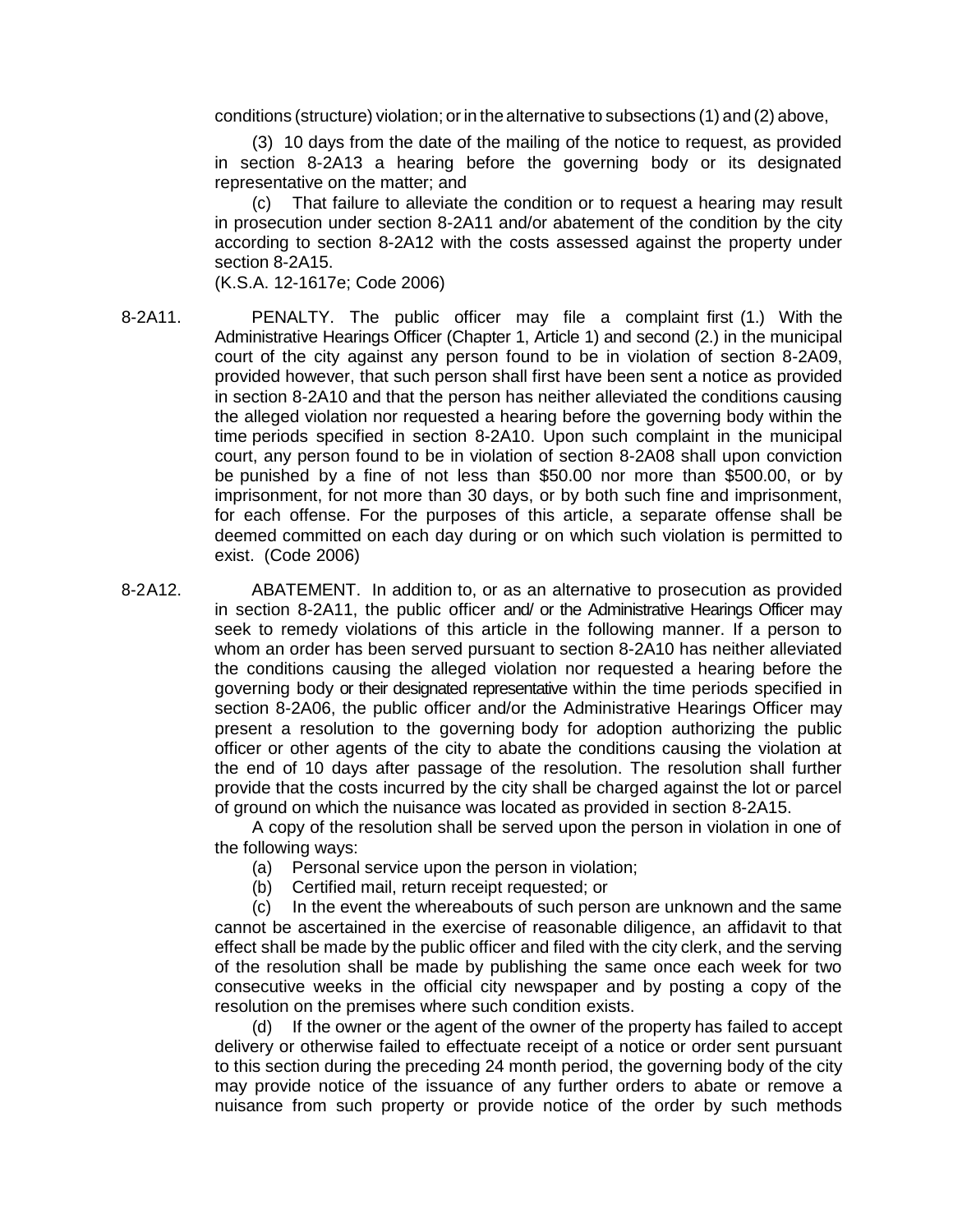conditions (structure) violation; or in the alternative to subsections (1) and (2) above,

(3) 10 days from the date of the mailing of the notice to request, as provided in section 8-2A13 a hearing before the governing body or its designated representative on the matter; and

(c) That failure to alleviate the condition or to request a hearing may result in prosecution under section 8-2A11 and/or abatement of the condition by the city according to section 8-2A12 with the costs assessed against the property under section 8-2A15.

(K.S.A. 12-1617e; Code 2006)

8-2A11. PENALTY. The public officer may file a complaint first (1.) With the Administrative Hearings Officer (Chapter 1, Article 1) and second (2.) in the municipal court of the city against any person found to be in violation of section 8-2A09, provided however, that such person shall first have been sent a notice as provided in section 8-2A10 and that the person has neither alleviated the conditions causing the alleged violation nor requested a hearing before the governing body within the time periods specified in section 8-2A10. Upon such complaint in the municipal court, any person found to be in violation of section 8-2A08 shall upon conviction be punished by a fine of not less than $50.00 nor more than $500.00, or by imprisonment, for not more than 30 days, or by both such fine and imprisonment, for each offense. For the purposes of this article, a separate offense shall be deemed committed on each day during or on which such violation is permitted to exist. (Code 2006)

8-2A12. ABATEMENT. In addition to, or as an alternative to prosecution as provided in section 8-2A11, the public officer and/ or the Administrative Hearings Officer may seek to remedy violations of this article in the following manner. If a person to whom an order has been served pursuant to section 8-2A10 has neither alleviated the conditions causing the alleged violation nor requested a hearing before the governing body or their designated representative within the time periods specified in section 8-2A06, the public officer and/or the Administrative Hearings Officer may present a resolution to the governing body for adoption authorizing the public officer or other agents of the city to abate the conditions causing the violation at the end of 10 days after passage of the resolution. The resolution shall further provide that the costs incurred by the city shall be charged against the lot or parcel of ground on which the nuisance was located as provided in section 8-2A15.

A copy of the resolution shall be served upon the person in violation in one of the following ways:

(a) Personal service upon the person in violation;

(b) Certified mail, return receipt requested; or

(c) In the event the whereabouts of such person are unknown and the same cannot be ascertained in the exercise of reasonable diligence, an affidavit to that effect shall be made by the public officer and filed with the city clerk, and the serving of the resolution shall be made by publishing the same once each week for two consecutive weeks in the official city newspaper and by posting a copy of the resolution on the premises where such condition exists.

(d) If the owner or the agent of the owner of the property has failed to accept delivery or otherwise failed to effectuate receipt of a notice or order sent pursuant to this section during the preceding 24 month period, the governing body of the city may provide notice of the issuance of any further orders to abate or remove a nuisance from such property or provide notice of the order by such methods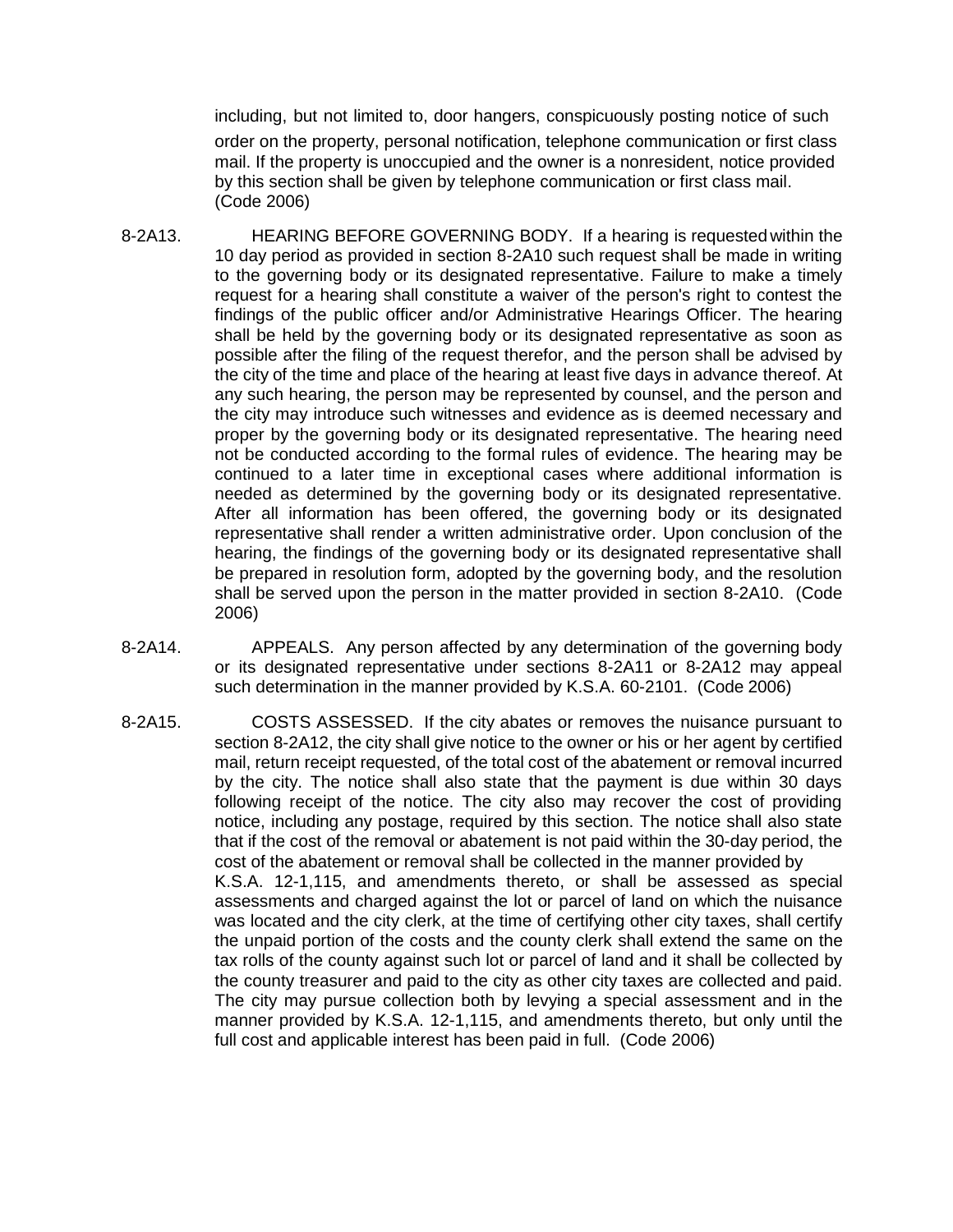including, but not limited to, door hangers, conspicuously posting notice of such order on the property, personal notification, telephone communication or first class mail. If the property is unoccupied and the owner is a nonresident, notice provided by this section shall be given by telephone communication or first class mail. (Code 2006)

8-2A13. HEARING BEFORE GOVERNING BODY. If a hearing is requested within the 10 day period as provided in section 8-2A10 such request shall be made in writing to the governing body or its designated representative. Failure to make a timely request for a hearing shall constitute a waiver of the person's right to contest the findings of the public officer and/or Administrative Hearings Officer. The hearing shall be held by the governing body or its designated representative as soon as possible after the filing of the request therefor, and the person shall be advised by the city of the time and place of the hearing at least five days in advance thereof. At any such hearing, the person may be represented by counsel, and the person and the city may introduce such witnesses and evidence as is deemed necessary and proper by the governing body or its designated representative. The hearing need not be conducted according to the formal rules of evidence. The hearing may be continued to a later time in exceptional cases where additional information is needed as determined by the governing body or its designated representative. After all information has been offered, the governing body or its designated representative shall render a written administrative order. Upon conclusion of the hearing, the findings of the governing body or its designated representative shall be prepared in resolution form, adopted by the governing body, and the resolution shall be served upon the person in the matter provided in section 8-2A10. (Code 2006)

8-2A14. APPEALS. Any person affected by any determination of the governing body or its designated representative under sections 8-2A11 or 8-2A12 may appeal such determination in the manner provided by K.S.A. 60-2101. (Code 2006)

8-2A15. COSTS ASSESSED. If the city abates or removes the nuisance pursuant to section 8-2A12, the city shall give notice to the owner or his or her agent by certified mail, return receipt requested, of the total cost of the abatement or removal incurred by the city. The notice shall also state that the payment is due within 30 days following receipt of the notice. The city also may recover the cost of providing notice, including any postage, required by this section. The notice shall also state that if the cost of the removal or abatement is not paid within the 30-day period, the cost of the abatement or removal shall be collected in the manner provided by K.S.A. 12-1,115, and amendments thereto, or shall be assessed as special assessments and charged against the lot or parcel of land on which the nuisance was located and the city clerk, at the time of certifying other city taxes, shall certify the unpaid portion of the costs and the county clerk shall extend the same on the tax rolls of the county against such lot or parcel of land and it shall be collected by the county treasurer and paid to the city as other city taxes are collected and paid. The city may pursue collection both by levying a special assessment and in the manner provided by K.S.A. 12-1,115, and amendments thereto, but only until the full cost and applicable interest has been paid in full. (Code 2006)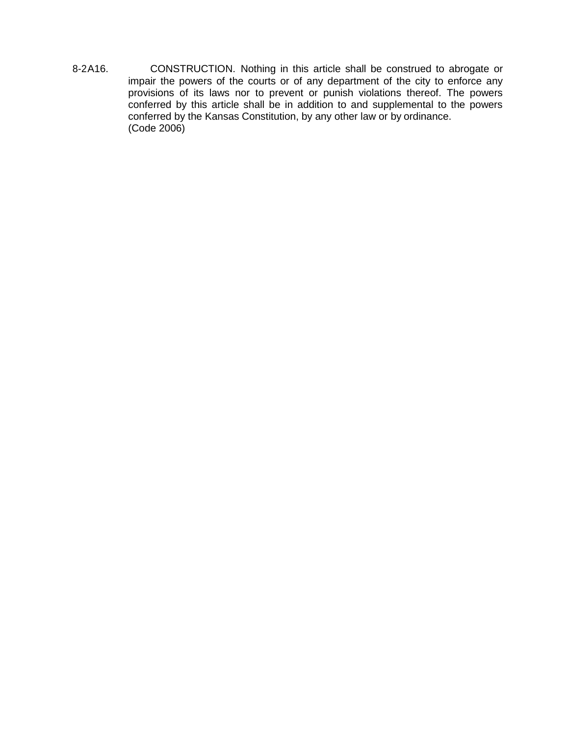8-2A16. CONSTRUCTION. Nothing in this article shall be construed to abrogate or impair the powers of the courts or of any department of the city to enforce any provisions of its laws nor to prevent or punish violations thereof. The powers conferred by this article shall be in addition to and supplemental to the powers conferred by the Kansas Constitution, by any other law or by ordinance.
(Code 2006)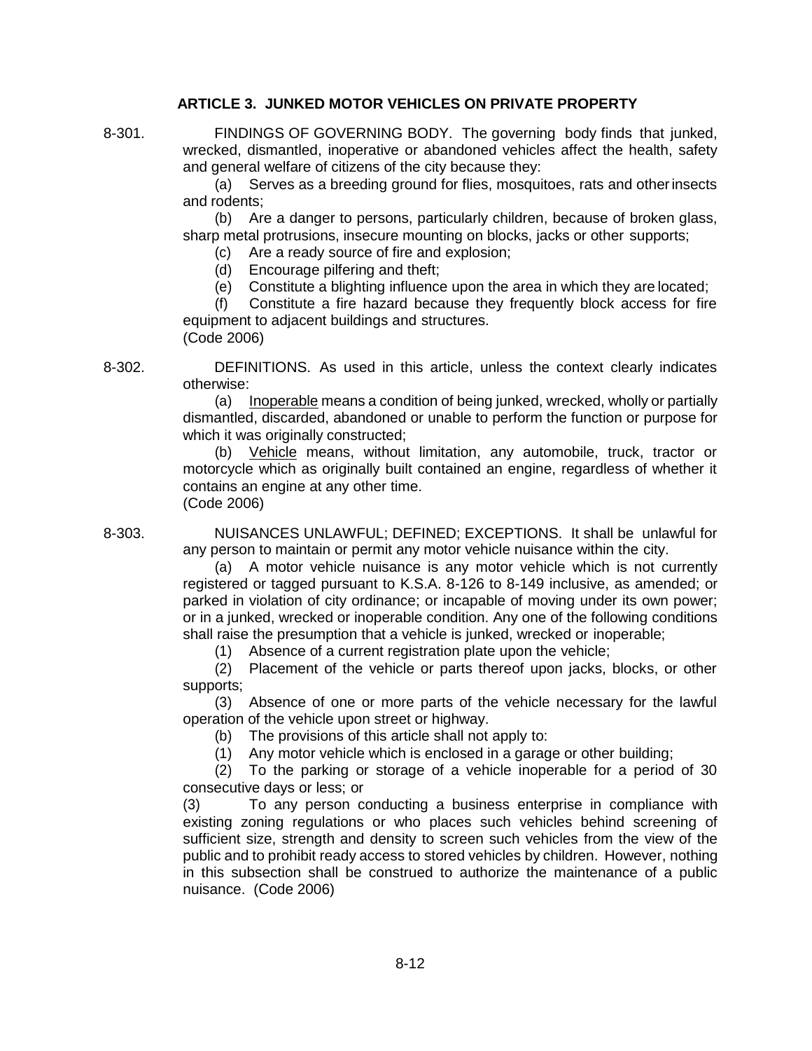## ARTICLE 3. JUNKED MOTOR VEHICLES ON PRIVATE PROPERTY

8-301. FINDINGS OF GOVERNING BODY. The governing body finds that junked, wrecked, dismantled, inoperative or abandoned vehicles affect the health, safety and general welfare of citizens of the city because they:

(a) Serves as a breeding ground for flies, mosquitoes, rats and other insects and rodents;

(b) Are a danger to persons, particularly children, because of broken glass, sharp metal protrusions, insecure mounting on blocks, jacks or other supports;

(c) Are a ready source of fire and explosion;

(d) Encourage pilfering and theft;

(e) Constitute a blighting influence upon the area in which they are located;

(f) Constitute a fire hazard because they frequently block access for fire equipment to adjacent buildings and structures.
(Code 2006)

8-302. DEFINITIONS. As used in this article, unless the context clearly indicates otherwise:

(a) Inoperable means a condition of being junked, wrecked, wholly or partially dismantled, discarded, abandoned or unable to perform the function or purpose for which it was originally constructed;

(b) Vehicle means, without limitation, any automobile, truck, tractor or motorcycle which as originally built contained an engine, regardless of whether it contains an engine at any other time.
(Code 2006)

8-303. NUISANCES UNLAWFUL; DEFINED; EXCEPTIONS. It shall be unlawful for any person to maintain or permit any motor vehicle nuisance within the city.

(a) A motor vehicle nuisance is any motor vehicle which is not currently registered or tagged pursuant to K.S.A. 8-126 to 8-149 inclusive, as amended; or parked in violation of city ordinance; or incapable of moving under its own power; or in a junked, wrecked or inoperable condition. Any one of the following conditions shall raise the presumption that a vehicle is junked, wrecked or inoperable;

(1) Absence of a current registration plate upon the vehicle;

(2) Placement of the vehicle or parts thereof upon jacks, blocks, or other supports;

(3) Absence of one or more parts of the vehicle necessary for the lawful operation of the vehicle upon street or highway.

(b) The provisions of this article shall not apply to:

(1) Any motor vehicle which is enclosed in a garage or other building;

(2) To the parking or storage of a vehicle inoperable for a period of 30 consecutive days or less; or

(3) To any person conducting a business enterprise in compliance with existing zoning regulations or who places such vehicles behind screening of sufficient size, strength and density to screen such vehicles from the view of the public and to prohibit ready access to stored vehicles by children. However, nothing in this subsection shall be construed to authorize the maintenance of a public nuisance. (Code 2006)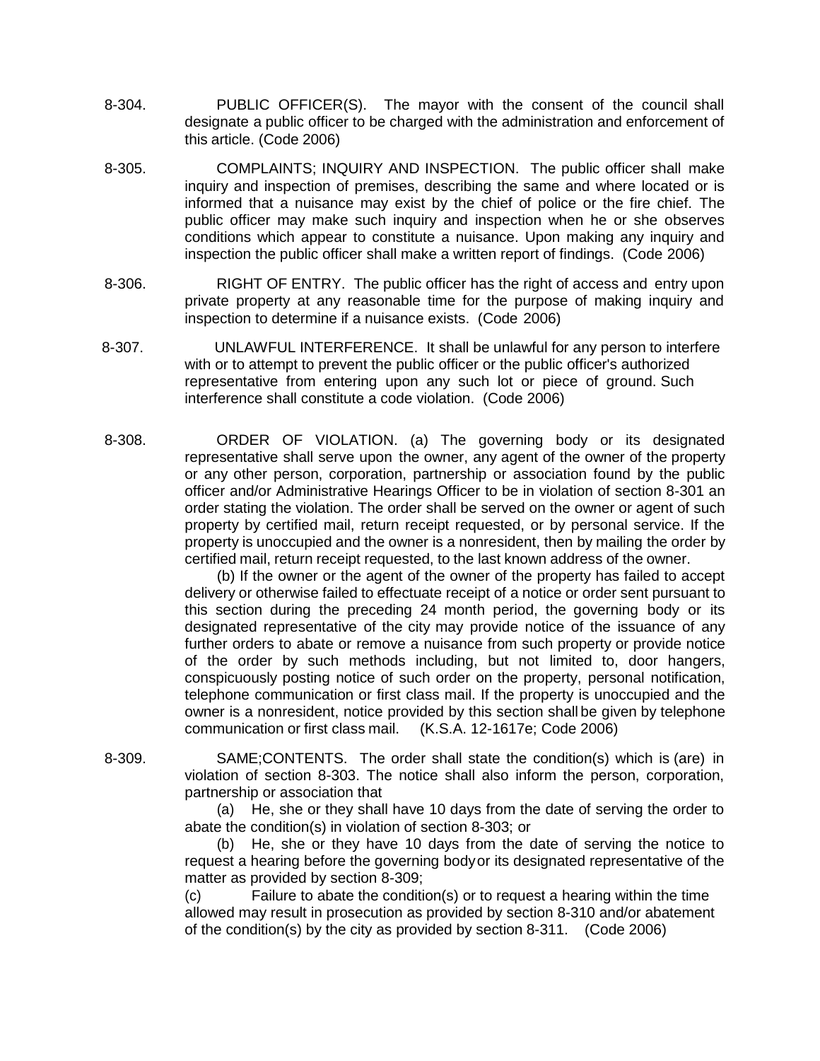8-304. PUBLIC OFFICER(S). The mayor with the consent of the council shall designate a public officer to be charged with the administration and enforcement of this article. (Code 2006)

8-305. COMPLAINTS; INQUIRY AND INSPECTION. The public officer shall make inquiry and inspection of premises, describing the same and where located or is informed that a nuisance may exist by the chief of police or the fire chief. The public officer may make such inquiry and inspection when he or she observes conditions which appear to constitute a nuisance. Upon making any inquiry and inspection the public officer shall make a written report of findings. (Code 2006)

8-306. RIGHT OF ENTRY. The public officer has the right of access and entry upon private property at any reasonable time for the purpose of making inquiry and inspection to determine if a nuisance exists. (Code 2006)

8-307. UNLAWFUL INTERFERENCE. It shall be unlawful for any person to interfere with or to attempt to prevent the public officer or the public officer's authorized representative from entering upon any such lot or piece of ground. Such interference shall constitute a code violation. (Code 2006)

8-308. ORDER OF VIOLATION. (a) The governing body or its designated representative shall serve upon the owner, any agent of the owner of the property or any other person, corporation, partnership or association found by the public officer and/or Administrative Hearings Officer to be in violation of section 8-301 an order stating the violation. The order shall be served on the owner or agent of such property by certified mail, return receipt requested, or by personal service. If the property is unoccupied and the owner is a nonresident, then by mailing the order by certified mail, return receipt requested, to the last known address of the owner.

(b) If the owner or the agent of the owner of the property has failed to accept delivery or otherwise failed to effectuate receipt of a notice or order sent pursuant to this section during the preceding 24 month period, the governing body or its designated representative of the city may provide notice of the issuance of any further orders to abate or remove a nuisance from such property or provide notice of the order by such methods including, but not limited to, door hangers, conspicuously posting notice of such order on the property, personal notification, telephone communication or first class mail. If the property is unoccupied and the owner is a nonresident, notice provided by this section shall be given by telephone communication or first class mail. (K.S.A. 12-1617e; Code 2006)

8-309. SAME;CONTENTS. The order shall state the condition(s) which is (are) in violation of section 8-303. The notice shall also inform the person, corporation, partnership or association that

(a) He, she or they shall have 10 days from the date of serving the order to abate the condition(s) in violation of section 8-303; or

(b) He, she or they have 10 days from the date of serving the notice to request a hearing before the governing body or its designated representative of the matter as provided by section 8-309;

(c) Failure to abate the condition(s) or to request a hearing within the time allowed may result in prosecution as provided by section 8-310 and/or abatement of the condition(s) by the city as provided by section 8-311. (Code 2006)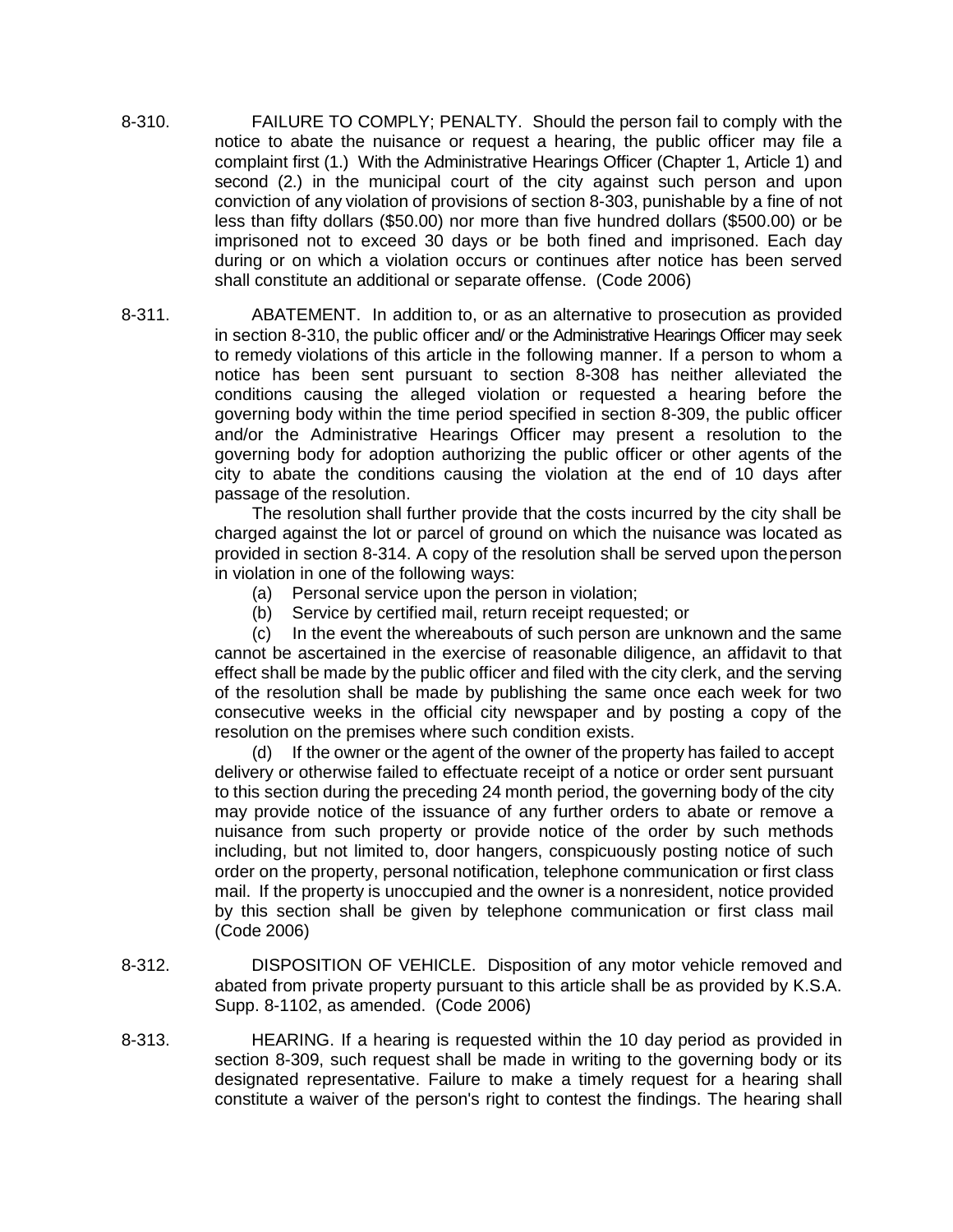8-310. FAILURE TO COMPLY; PENALTY. Should the person fail to comply with the notice to abate the nuisance or request a hearing, the public officer may file a complaint first (1.) With the Administrative Hearings Officer (Chapter 1, Article 1) and second (2.) in the municipal court of the city against such person and upon conviction of any violation of provisions of section 8-303, punishable by a fine of not less than fifty dollars ($50.00) nor more than five hundred dollars ($500.00) or be imprisoned not to exceed 30 days or be both fined and imprisoned. Each day during or on which a violation occurs or continues after notice has been served shall constitute an additional or separate offense. (Code 2006)

8-311. ABATEMENT. In addition to, or as an alternative to prosecution as provided in section 8-310, the public officer and/ or the Administrative Hearings Officer may seek to remedy violations of this article in the following manner. If a person to whom a notice has been sent pursuant to section 8-308 has neither alleviated the conditions causing the alleged violation or requested a hearing before the governing body within the time period specified in section 8-309, the public officer and/or the Administrative Hearings Officer may present a resolution to the governing body for adoption authorizing the public officer or other agents of the city to abate the conditions causing the violation at the end of 10 days after passage of the resolution.

The resolution shall further provide that the costs incurred by the city shall be charged against the lot or parcel of ground on which the nuisance was located as provided in section 8-314. A copy of the resolution shall be served upon the person in violation in one of the following ways:

(a) Personal service upon the person in violation;

(b) Service by certified mail, return receipt requested; or

(c) In the event the whereabouts of such person are unknown and the same cannot be ascertained in the exercise of reasonable diligence, an affidavit to that effect shall be made by the public officer and filed with the city clerk, and the serving of the resolution shall be made by publishing the same once each week for two consecutive weeks in the official city newspaper and by posting a copy of the resolution on the premises where such condition exists.

(d) If the owner or the agent of the owner of the property has failed to accept delivery or otherwise failed to effectuate receipt of a notice or order sent pursuant to this section during the preceding 24 month period, the governing body of the city may provide notice of the issuance of any further orders to abate or remove a nuisance from such property or provide notice of the order by such methods including, but not limited to, door hangers, conspicuously posting notice of such order on the property, personal notification, telephone communication or first class mail. If the property is unoccupied and the owner is a nonresident, notice provided by this section shall be given by telephone communication or first class mail (Code 2006)

8-312. DISPOSITION OF VEHICLE. Disposition of any motor vehicle removed and abated from private property pursuant to this article shall be as provided by K.S.A. Supp. 8-1102, as amended. (Code 2006)

8-313. HEARING. If a hearing is requested within the 10 day period as provided in section 8-309, such request shall be made in writing to the governing body or its designated representative. Failure to make a timely request for a hearing shall constitute a waiver of the person's right to contest the findings. The hearing shall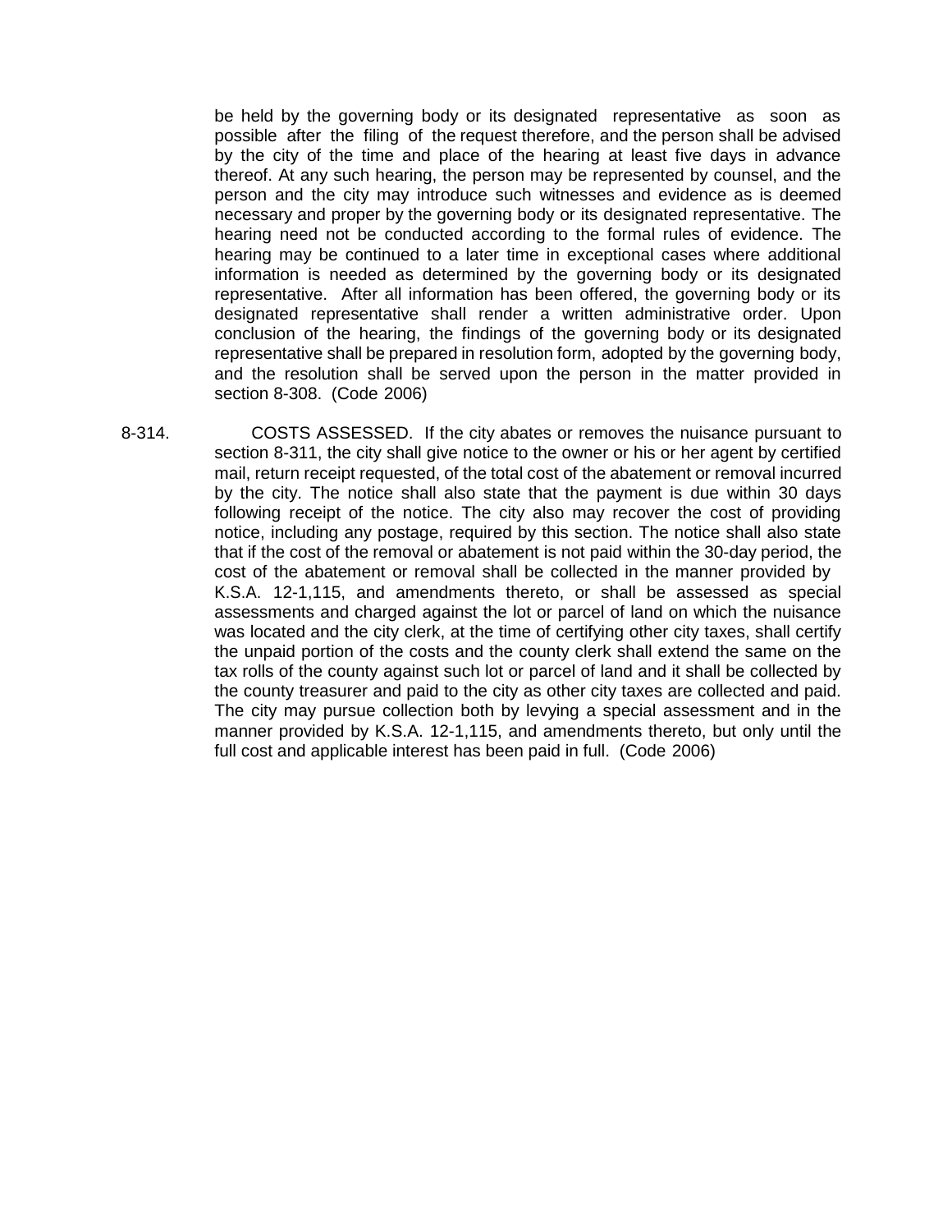be held by the governing body or its designated representative as soon as possible after the filing of the request therefore, and the person shall be advised by the city of the time and place of the hearing at least five days in advance thereof. At any such hearing, the person may be represented by counsel, and the person and the city may introduce such witnesses and evidence as is deemed necessary and proper by the governing body or its designated representative. The hearing need not be conducted according to the formal rules of evidence. The hearing may be continued to a later time in exceptional cases where additional information is needed as determined by the governing body or its designated representative. After all information has been offered, the governing body or its designated representative shall render a written administrative order. Upon conclusion of the hearing, the findings of the governing body or its designated representative shall be prepared in resolution form, adopted by the governing body, and the resolution shall be served upon the person in the matter provided in section 8-308. (Code 2006)

8-314. COSTS ASSESSED. If the city abates or removes the nuisance pursuant to section 8-311, the city shall give notice to the owner or his or her agent by certified mail, return receipt requested, of the total cost of the abatement or removal incurred by the city. The notice shall also state that the payment is due within 30 days following receipt of the notice. The city also may recover the cost of providing notice, including any postage, required by this section. The notice shall also state that if the cost of the removal or abatement is not paid within the 30-day period, the cost of the abatement or removal shall be collected in the manner provided by K.S.A. 12-1,115, and amendments thereto, or shall be assessed as special assessments and charged against the lot or parcel of land on which the nuisance was located and the city clerk, at the time of certifying other city taxes, shall certify the unpaid portion of the costs and the county clerk shall extend the same on the tax rolls of the county against such lot or parcel of land and it shall be collected by the county treasurer and paid to the city as other city taxes are collected and paid. The city may pursue collection both by levying a special assessment and in the manner provided by K.S.A. 12-1,115, and amendments thereto, but only until the full cost and applicable interest has been paid in full. (Code 2006)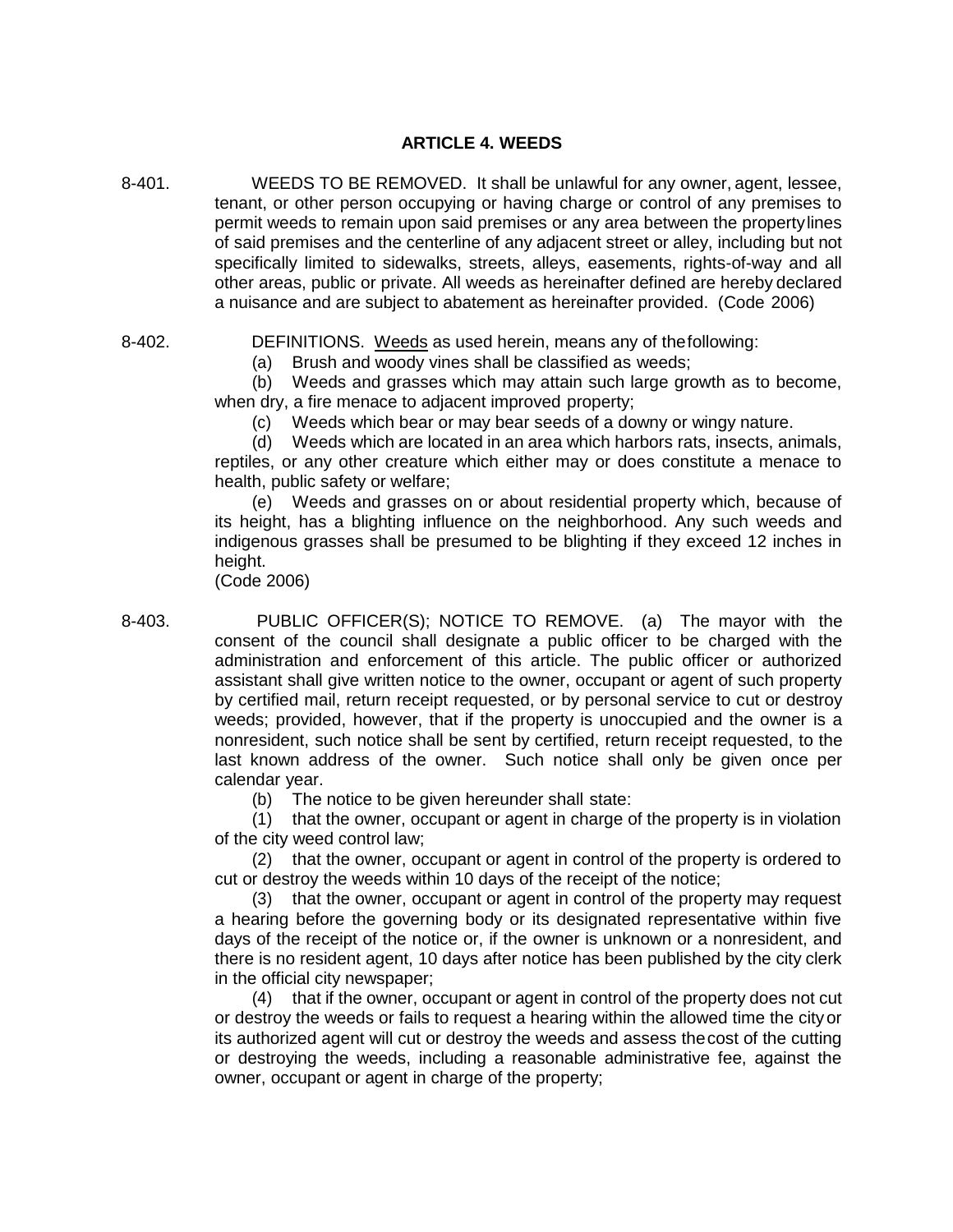## ARTICLE 4. WEEDS

8-401. WEEDS TO BE REMOVED. It shall be unlawful for any owner, agent, lessee, tenant, or other person occupying or having charge or control of any premises to permit weeds to remain upon said premises or any area between the property lines of said premises and the centerline of any adjacent street or alley, including but not specifically limited to sidewalks, streets, alleys, easements, rights-of-way and all other areas, public or private. All weeds as hereinafter defined are hereby declared a nuisance and are subject to abatement as hereinafter provided. (Code 2006)

8-402. DEFINITIONS. Weeds as used herein, means any of the following:

(a) Brush and woody vines shall be classified as weeds;

(b) Weeds and grasses which may attain such large growth as to become, when dry, a fire menace to adjacent improved property;

(c) Weeds which bear or may bear seeds of a downy or wingy nature.

(d) Weeds which are located in an area which harbors rats, insects, animals, reptiles, or any other creature which either may or does constitute a menace to health, public safety or welfare;

(e) Weeds and grasses on or about residential property which, because of its height, has a blighting influence on the neighborhood. Any such weeds and indigenous grasses shall be presumed to be blighting if they exceed 12 inches in height.

(Code 2006)

8-403. PUBLIC OFFICER(S); NOTICE TO REMOVE. (a) The mayor with the consent of the council shall designate a public officer to be charged with the administration and enforcement of this article. The public officer or authorized assistant shall give written notice to the owner, occupant or agent of such property by certified mail, return receipt requested, or by personal service to cut or destroy weeds; provided, however, that if the property is unoccupied and the owner is a nonresident, such notice shall be sent by certified, return receipt requested, to the last known address of the owner. Such notice shall only be given once per calendar year.

(b) The notice to be given hereunder shall state:

(1) that the owner, occupant or agent in charge of the property is in violation of the city weed control law;

(2) that the owner, occupant or agent in control of the property is ordered to cut or destroy the weeds within 10 days of the receipt of the notice;

(3) that the owner, occupant or agent in control of the property may request a hearing before the governing body or its designated representative within five days of the receipt of the notice or, if the owner is unknown or a nonresident, and there is no resident agent, 10 days after notice has been published by the city clerk in the official city newspaper;

(4) that if the owner, occupant or agent in control of the property does not cut or destroy the weeds or fails to request a hearing within the allowed time the city or its authorized agent will cut or destroy the weeds and assess the cost of the cutting or destroying the weeds, including a reasonable administrative fee, against the owner, occupant or agent in charge of the property;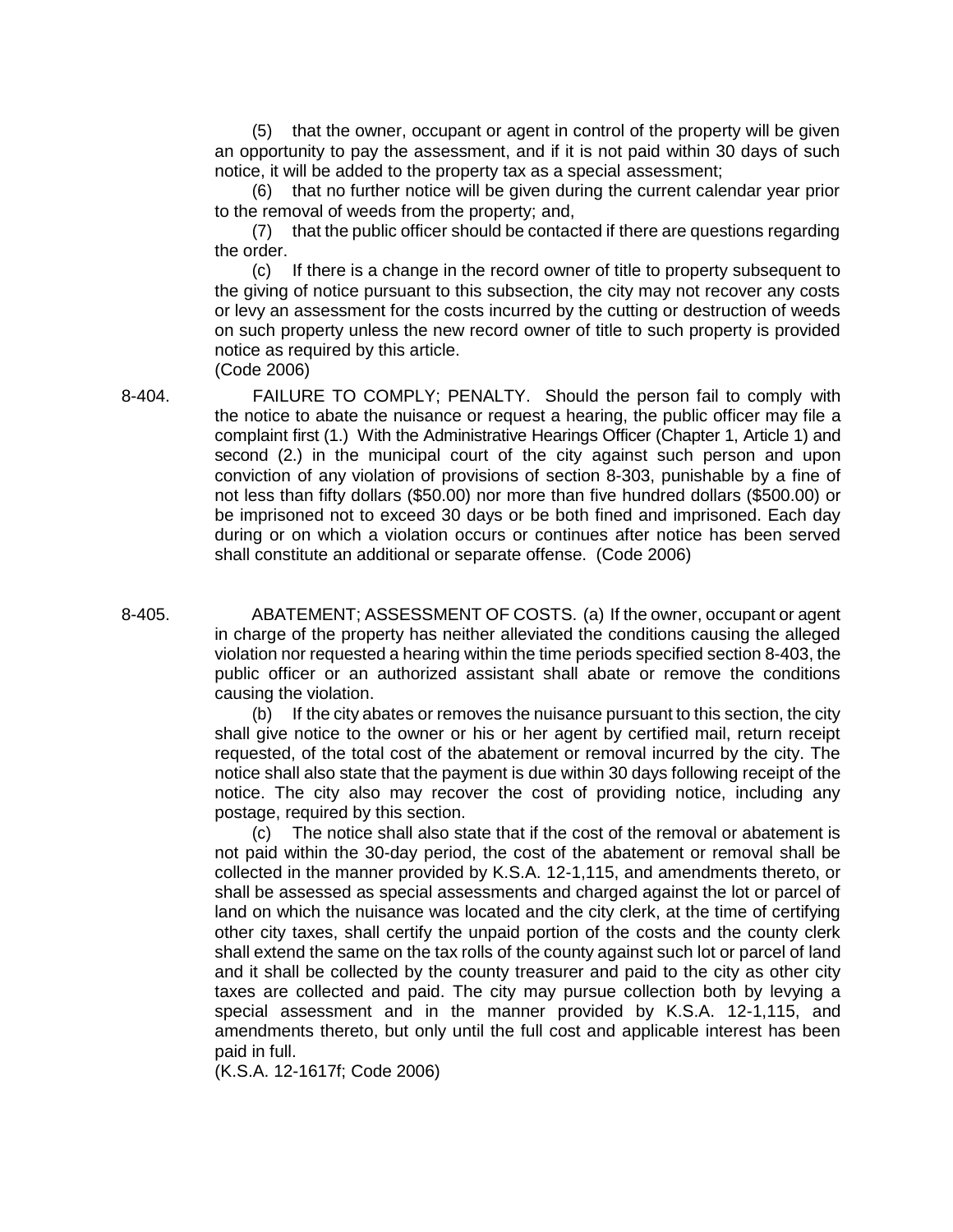(5) that the owner, occupant or agent in control of the property will be given an opportunity to pay the assessment, and if it is not paid within 30 days of such notice, it will be added to the property tax as a special assessment;

(6) that no further notice will be given during the current calendar year prior to the removal of weeds from the property; and,

(7) that the public officer should be contacted if there are questions regarding the order.

(c) If there is a change in the record owner of title to property subsequent to the giving of notice pursuant to this subsection, the city may not recover any costs or levy an assessment for the costs incurred by the cutting or destruction of weeds on such property unless the new record owner of title to such property is provided notice as required by this article.
(Code 2006)

8-404. FAILURE TO COMPLY; PENALTY. Should the person fail to comply with the notice to abate the nuisance or request a hearing, the public officer may file a complaint first (1.) With the Administrative Hearings Officer (Chapter 1, Article 1) and second (2.) in the municipal court of the city against such person and upon conviction of any violation of provisions of section 8-303, punishable by a fine of not less than fifty dollars ($50.00) nor more than five hundred dollars ($500.00) or be imprisoned not to exceed 30 days or be both fined and imprisoned. Each day during or on which a violation occurs or continues after notice has been served shall constitute an additional or separate offense. (Code 2006)

8-405. ABATEMENT; ASSESSMENT OF COSTS. (a) If the owner, occupant or agent in charge of the property has neither alleviated the conditions causing the alleged violation nor requested a hearing within the time periods specified section 8-403, the public officer or an authorized assistant shall abate or remove the conditions causing the violation.

(b) If the city abates or removes the nuisance pursuant to this section, the city shall give notice to the owner or his or her agent by certified mail, return receipt requested, of the total cost of the abatement or removal incurred by the city. The notice shall also state that the payment is due within 30 days following receipt of the notice. The city also may recover the cost of providing notice, including any postage, required by this section.

(c) The notice shall also state that if the cost of the removal or abatement is not paid within the 30-day period, the cost of the abatement or removal shall be collected in the manner provided by K.S.A. 12-1,115, and amendments thereto, or shall be assessed as special assessments and charged against the lot or parcel of land on which the nuisance was located and the city clerk, at the time of certifying other city taxes, shall certify the unpaid portion of the costs and the county clerk shall extend the same on the tax rolls of the county against such lot or parcel of land and it shall be collected by the county treasurer and paid to the city as other city taxes are collected and paid. The city may pursue collection both by levying a special assessment and in the manner provided by K.S.A. 12-1,115, and amendments thereto, but only until the full cost and applicable interest has been paid in full.
(K.S.A. 12-1617f; Code 2006)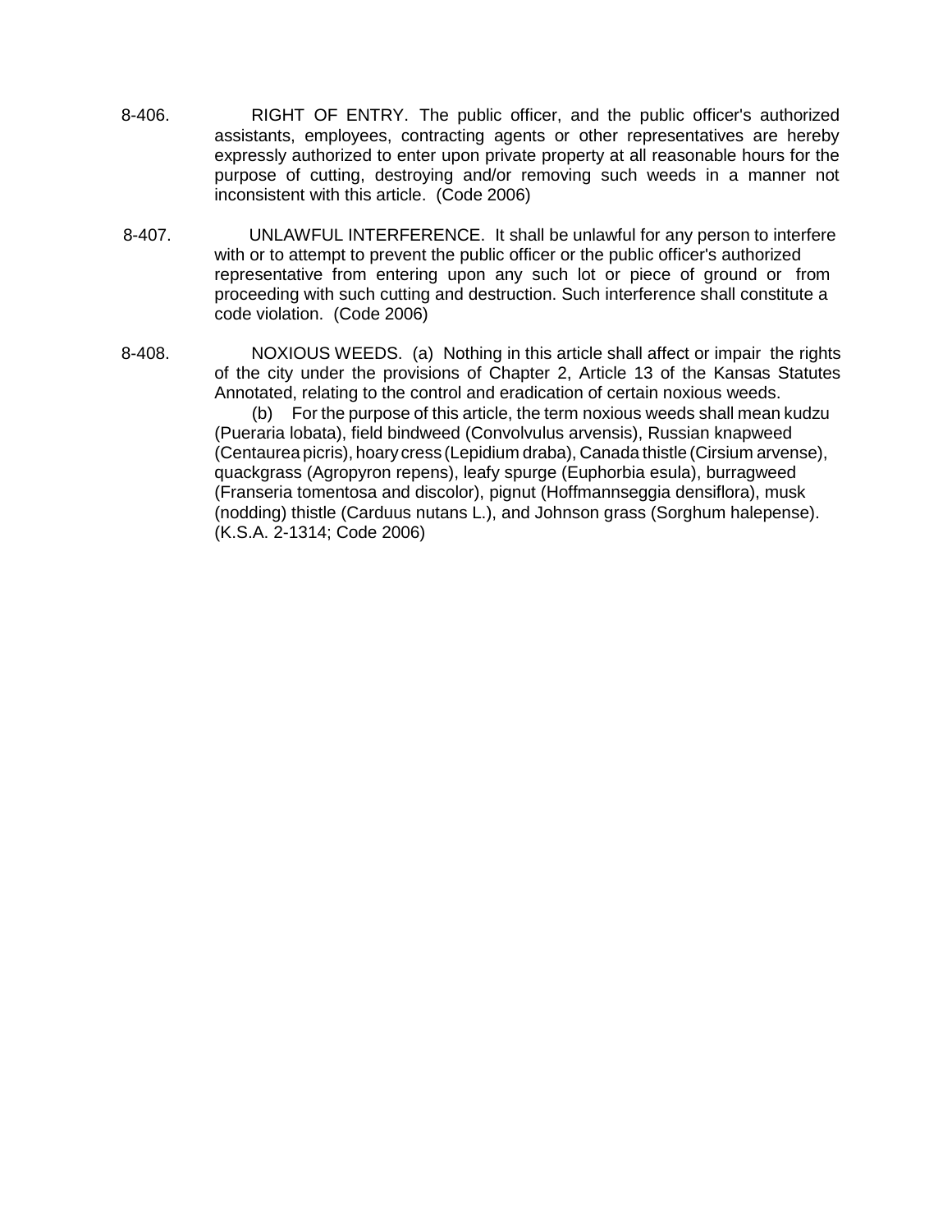8-406. RIGHT OF ENTRY. The public officer, and the public officer's authorized assistants, employees, contracting agents or other representatives are hereby expressly authorized to enter upon private property at all reasonable hours for the purpose of cutting, destroying and/or removing such weeds in a manner not inconsistent with this article. (Code 2006)

8-407. UNLAWFUL INTERFERENCE. It shall be unlawful for any person to interfere with or to attempt to prevent the public officer or the public officer's authorized representative from entering upon any such lot or piece of ground or from proceeding with such cutting and destruction. Such interference shall constitute a code violation. (Code 2006)

8-408. NOXIOUS WEEDS. (a) Nothing in this article shall affect or impair the rights of the city under the provisions of Chapter 2, Article 13 of the Kansas Statutes Annotated, relating to the control and eradication of certain noxious weeds.

(b) For the purpose of this article, the term noxious weeds shall mean kudzu (Pueraria lobata), field bindweed (Convolvulus arvensis), Russian knapweed (Centaurea picris), hoary cress (Lepidium draba), Canada thistle (Cirsium arvense), quackgrass (Agropyron repens), leafy spurge (Euphorbia esula), burragweed (Franseria tomentosa and discolor), pignut (Hoffmannseggia densiflora), musk (nodding) thistle (Carduus nutans L.), and Johnson grass (Sorghum halepense). (K.S.A. 2-1314; Code 2006)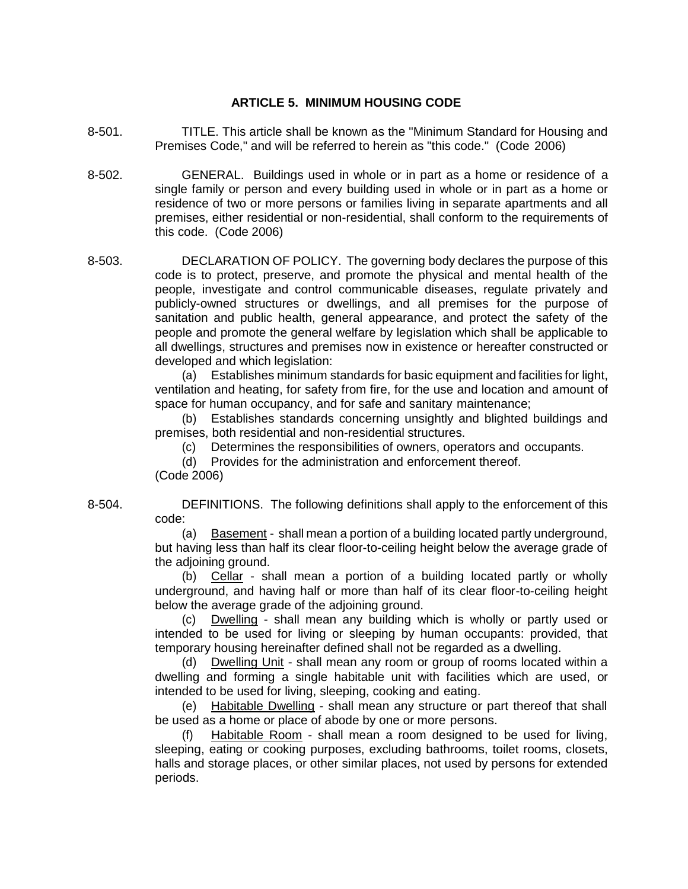## ARTICLE 5. MINIMUM HOUSING CODE

8-501. TITLE. This article shall be known as the "Minimum Standard for Housing and Premises Code," and will be referred to herein as "this code." (Code 2006)

8-502. GENERAL. Buildings used in whole or in part as a home or residence of a single family or person and every building used in whole or in part as a home or residence of two or more persons or families living in separate apartments and all premises, either residential or non-residential, shall conform to the requirements of this code. (Code 2006)

8-503. DECLARATION OF POLICY. The governing body declares the purpose of this code is to protect, preserve, and promote the physical and mental health of the people, investigate and control communicable diseases, regulate privately and publicly-owned structures or dwellings, and all premises for the purpose of sanitation and public health, general appearance, and protect the safety of the people and promote the general welfare by legislation which shall be applicable to all dwellings, structures and premises now in existence or hereafter constructed or developed and which legislation:

(a) Establishes minimum standards for basic equipment and facilities for light, ventilation and heating, for safety from fire, for the use and location and amount of space for human occupancy, and for safe and sanitary maintenance;

(b) Establishes standards concerning unsightly and blighted buildings and premises, both residential and non-residential structures.

(c) Determines the responsibilities of owners, operators and occupants.

(d) Provides for the administration and enforcement thereof.

(Code 2006)

8-504. DEFINITIONS. The following definitions shall apply to the enforcement of this code:

(a) Basement - shall mean a portion of a building located partly underground, but having less than half its clear floor-to-ceiling height below the average grade of the adjoining ground.

(b) Cellar - shall mean a portion of a building located partly or wholly underground, and having half or more than half of its clear floor-to-ceiling height below the average grade of the adjoining ground.

(c) Dwelling - shall mean any building which is wholly or partly used or intended to be used for living or sleeping by human occupants: provided, that temporary housing hereinafter defined shall not be regarded as a dwelling.

(d) Dwelling Unit - shall mean any room or group of rooms located within a dwelling and forming a single habitable unit with facilities which are used, or intended to be used for living, sleeping, cooking and eating.

(e) Habitable Dwelling - shall mean any structure or part thereof that shall be used as a home or place of abode by one or more persons.

(f) Habitable Room - shall mean a room designed to be used for living, sleeping, eating or cooking purposes, excluding bathrooms, toilet rooms, closets, halls and storage places, or other similar places, not used by persons for extended periods.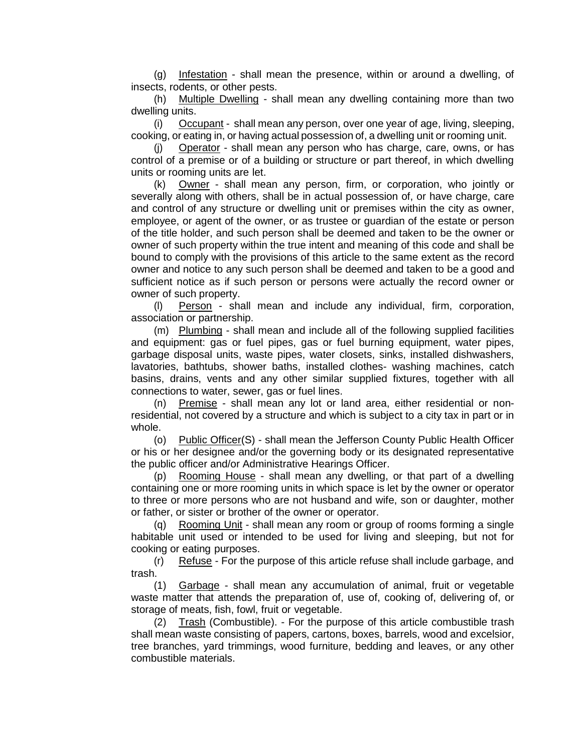(g) Infestation - shall mean the presence, within or around a dwelling, of insects, rodents, or other pests.

(h) Multiple Dwelling - shall mean any dwelling containing more than two dwelling units.

(i) Occupant - shall mean any person, over one year of age, living, sleeping, cooking, or eating in, or having actual possession of, a dwelling unit or rooming unit.

(j) Operator - shall mean any person who has charge, care, owns, or has control of a premise or of a building or structure or part thereof, in which dwelling units or rooming units are let.

(k) Owner - shall mean any person, firm, or corporation, who jointly or severally along with others, shall be in actual possession of, or have charge, care and control of any structure or dwelling unit or premises within the city as owner, employee, or agent of the owner, or as trustee or guardian of the estate or person of the title holder, and such person shall be deemed and taken to be the owner or owner of such property within the true intent and meaning of this code and shall be bound to comply with the provisions of this article to the same extent as the record owner and notice to any such person shall be deemed and taken to be a good and sufficient notice as if such person or persons were actually the record owner or owner of such property.

(l) Person - shall mean and include any individual, firm, corporation, association or partnership.

(m) Plumbing - shall mean and include all of the following supplied facilities and equipment: gas or fuel pipes, gas or fuel burning equipment, water pipes, garbage disposal units, waste pipes, water closets, sinks, installed dishwashers, lavatories, bathtubs, shower baths, installed clothes- washing machines, catch basins, drains, vents and any other similar supplied fixtures, together with all connections to water, sewer, gas or fuel lines.

(n) Premise - shall mean any lot or land area, either residential or non-residential, not covered by a structure and which is subject to a city tax in part or in whole.

(o) Public Officer(S) - shall mean the Jefferson County Public Health Officer or his or her designee and/or the governing body or its designated representative the public officer and/or Administrative Hearings Officer.

(p) Rooming House - shall mean any dwelling, or that part of a dwelling containing one or more rooming units in which space is let by the owner or operator to three or more persons who are not husband and wife, son or daughter, mother or father, or sister or brother of the owner or operator.

(q) Rooming Unit - shall mean any room or group of rooms forming a single habitable unit used or intended to be used for living and sleeping, but not for cooking or eating purposes.

(r) Refuse - For the purpose of this article refuse shall include garbage, and trash.

(1) Garbage - shall mean any accumulation of animal, fruit or vegetable waste matter that attends the preparation of, use of, cooking of, delivering of, or storage of meats, fish, fowl, fruit or vegetable.

(2) Trash (Combustible). - For the purpose of this article combustible trash shall mean waste consisting of papers, cartons, boxes, barrels, wood and excelsior, tree branches, yard trimmings, wood furniture, bedding and leaves, or any other combustible materials.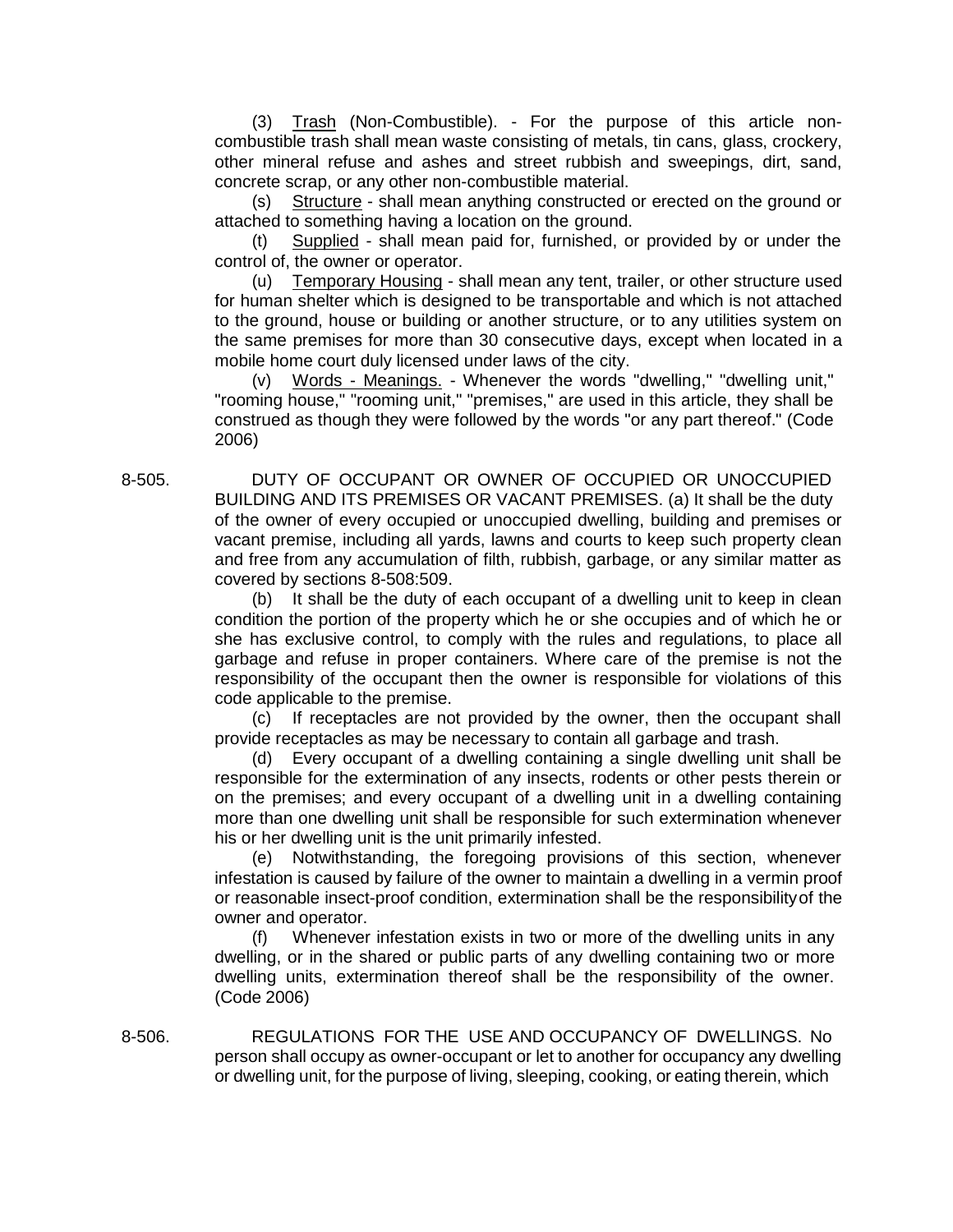(3) Trash (Non-Combustible). - For the purpose of this article non-combustible trash shall mean waste consisting of metals, tin cans, glass, crockery, other mineral refuse and ashes and street rubbish and sweepings, dirt, sand, concrete scrap, or any other non-combustible material.

(s) Structure - shall mean anything constructed or erected on the ground or attached to something having a location on the ground.

(t) Supplied - shall mean paid for, furnished, or provided by or under the control of, the owner or operator.

(u) Temporary Housing - shall mean any tent, trailer, or other structure used for human shelter which is designed to be transportable and which is not attached to the ground, house or building or another structure, or to any utilities system on the same premises for more than 30 consecutive days, except when located in a mobile home court duly licensed under laws of the city.

(v) Words - Meanings. - Whenever the words "dwelling," "dwelling unit," "rooming house," "rooming unit," "premises," are used in this article, they shall be construed as though they were followed by the words "or any part thereof." (Code 2006)

8-505. DUTY OF OCCUPANT OR OWNER OF OCCUPIED OR UNOCCUPIED BUILDING AND ITS PREMISES OR VACANT PREMISES. (a) It shall be the duty of the owner of every occupied or unoccupied dwelling, building and premises or vacant premise, including all yards, lawns and courts to keep such property clean and free from any accumulation of filth, rubbish, garbage, or any similar matter as covered by sections 8-508:509.

(b) It shall be the duty of each occupant of a dwelling unit to keep in clean condition the portion of the property which he or she occupies and of which he or she has exclusive control, to comply with the rules and regulations, to place all garbage and refuse in proper containers. Where care of the premise is not the responsibility of the occupant then the owner is responsible for violations of this code applicable to the premise.

(c) If receptacles are not provided by the owner, then the occupant shall provide receptacles as may be necessary to contain all garbage and trash.

(d) Every occupant of a dwelling containing a single dwelling unit shall be responsible for the extermination of any insects, rodents or other pests therein or on the premises; and every occupant of a dwelling unit in a dwelling containing more than one dwelling unit shall be responsible for such extermination whenever his or her dwelling unit is the unit primarily infested.

(e) Notwithstanding, the foregoing provisions of this section, whenever infestation is caused by failure of the owner to maintain a dwelling in a vermin proof or reasonable insect-proof condition, extermination shall be the responsibility of the owner and operator.

(f) Whenever infestation exists in two or more of the dwelling units in any dwelling, or in the shared or public parts of any dwelling containing two or more dwelling units, extermination thereof shall be the responsibility of the owner. (Code 2006)

8-506. REGULATIONS FOR THE USE AND OCCUPANCY OF DWELLINGS. No person shall occupy as owner-occupant or let to another for occupancy any dwelling or dwelling unit, for the purpose of living, sleeping, cooking, or eating therein, which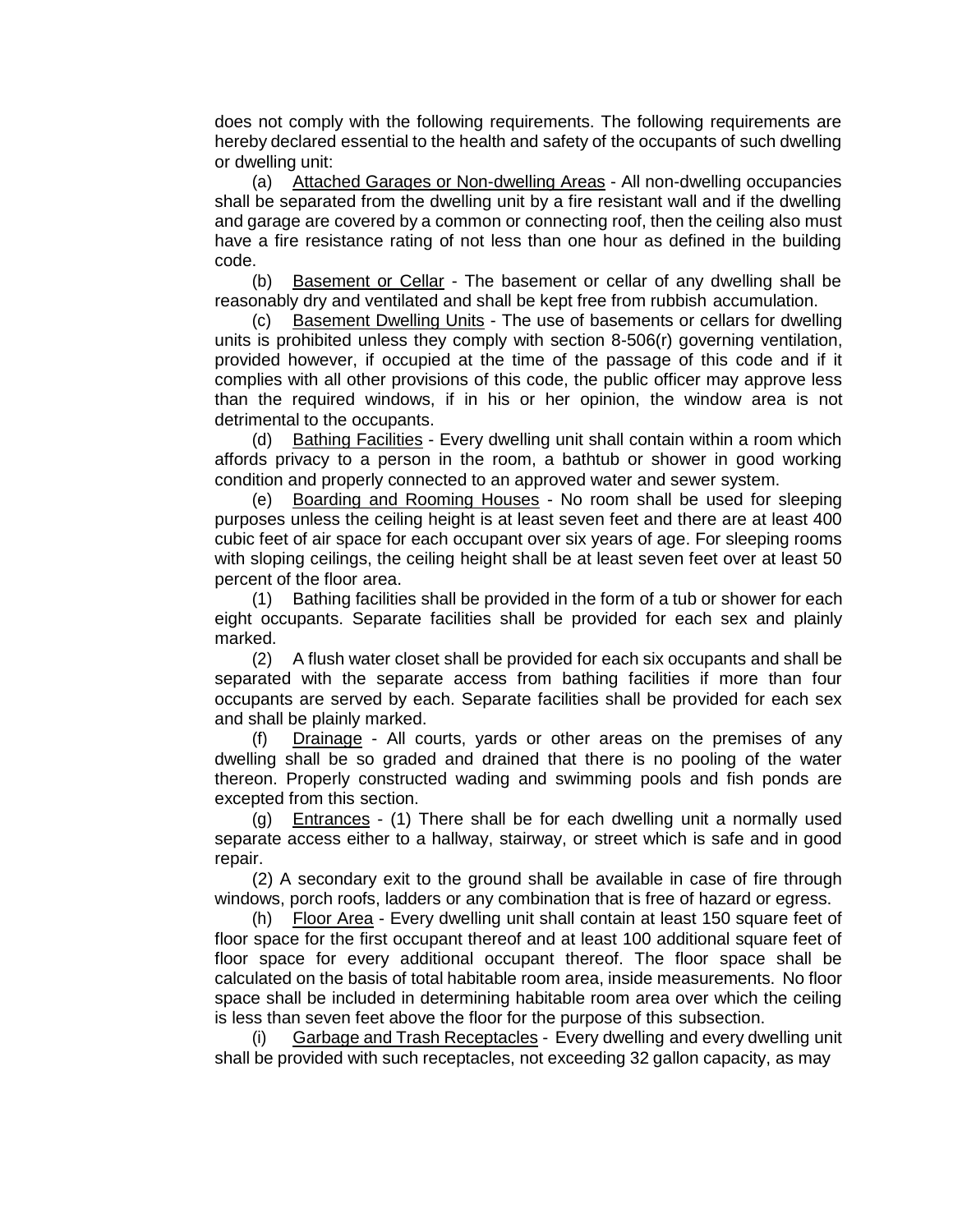does not comply with the following requirements. The following requirements are hereby declared essential to the health and safety of the occupants of such dwelling or dwelling unit:

(a) Attached Garages or Non-dwelling Areas - All non-dwelling occupancies shall be separated from the dwelling unit by a fire resistant wall and if the dwelling and garage are covered by a common or connecting roof, then the ceiling also must have a fire resistance rating of not less than one hour as defined in the building code.

(b) Basement or Cellar - The basement or cellar of any dwelling shall be reasonably dry and ventilated and shall be kept free from rubbish accumulation.

(c) Basement Dwelling Units - The use of basements or cellars for dwelling units is prohibited unless they comply with section 8-506(r) governing ventilation, provided however, if occupied at the time of the passage of this code and if it complies with all other provisions of this code, the public officer may approve less than the required windows, if in his or her opinion, the window area is not detrimental to the occupants.

(d) Bathing Facilities - Every dwelling unit shall contain within a room which affords privacy to a person in the room, a bathtub or shower in good working condition and properly connected to an approved water and sewer system.

(e) Boarding and Rooming Houses - No room shall be used for sleeping purposes unless the ceiling height is at least seven feet and there are at least 400 cubic feet of air space for each occupant over six years of age. For sleeping rooms with sloping ceilings, the ceiling height shall be at least seven feet over at least 50 percent of the floor area.

(1) Bathing facilities shall be provided in the form of a tub or shower for each eight occupants. Separate facilities shall be provided for each sex and plainly marked.

(2) A flush water closet shall be provided for each six occupants and shall be separated with the separate access from bathing facilities if more than four occupants are served by each. Separate facilities shall be provided for each sex and shall be plainly marked.

(f) Drainage - All courts, yards or other areas on the premises of any dwelling shall be so graded and drained that there is no pooling of the water thereon. Properly constructed wading and swimming pools and fish ponds are excepted from this section.

(g) Entrances - (1) There shall be for each dwelling unit a normally used separate access either to a hallway, stairway, or street which is safe and in good repair.

(2) A secondary exit to the ground shall be available in case of fire through windows, porch roofs, ladders or any combination that is free of hazard or egress.

(h) Floor Area - Every dwelling unit shall contain at least 150 square feet of floor space for the first occupant thereof and at least 100 additional square feet of floor space for every additional occupant thereof. The floor space shall be calculated on the basis of total habitable room area, inside measurements. No floor space shall be included in determining habitable room area over which the ceiling is less than seven feet above the floor for the purpose of this subsection.

(i) Garbage and Trash Receptacles - Every dwelling and every dwelling unit shall be provided with such receptacles, not exceeding 32 gallon capacity, as may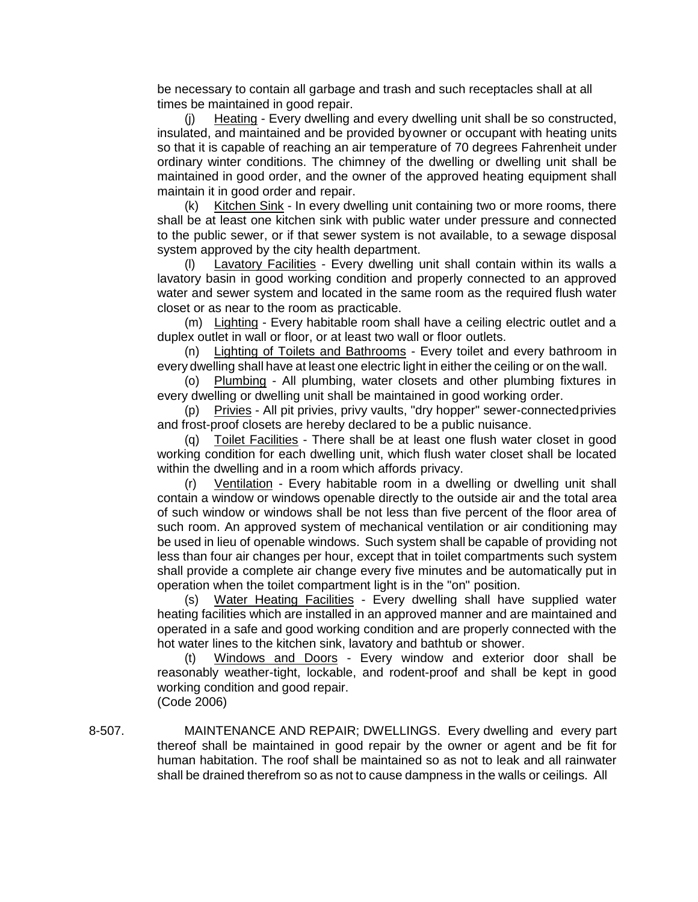be necessary to contain all garbage and trash and such receptacles shall at all times be maintained in good repair.

(j) Heating - Every dwelling and every dwelling unit shall be so constructed, insulated, and maintained and be provided by owner or occupant with heating units so that it is capable of reaching an air temperature of 70 degrees Fahrenheit under ordinary winter conditions. The chimney of the dwelling or dwelling unit shall be maintained in good order, and the owner of the approved heating equipment shall maintain it in good order and repair.

(k) Kitchen Sink - In every dwelling unit containing two or more rooms, there shall be at least one kitchen sink with public water under pressure and connected to the public sewer, or if that sewer system is not available, to a sewage disposal system approved by the city health department.

(l) Lavatory Facilities - Every dwelling unit shall contain within its walls a lavatory basin in good working condition and properly connected to an approved water and sewer system and located in the same room as the required flush water closet or as near to the room as practicable.

(m) Lighting - Every habitable room shall have a ceiling electric outlet and a duplex outlet in wall or floor, or at least two wall or floor outlets.

(n) Lighting of Toilets and Bathrooms - Every toilet and every bathroom in every dwelling shall have at least one electric light in either the ceiling or on the wall.

(o) Plumbing - All plumbing, water closets and other plumbing fixtures in every dwelling or dwelling unit shall be maintained in good working order.

(p) Privies - All pit privies, privy vaults, "dry hopper" sewer-connected privies and frost-proof closets are hereby declared to be a public nuisance.

(q) Toilet Facilities - There shall be at least one flush water closet in good working condition for each dwelling unit, which flush water closet shall be located within the dwelling and in a room which affords privacy.

(r) Ventilation - Every habitable room in a dwelling or dwelling unit shall contain a window or windows openable directly to the outside air and the total area of such window or windows shall be not less than five percent of the floor area of such room. An approved system of mechanical ventilation or air conditioning may be used in lieu of openable windows. Such system shall be capable of providing not less than four air changes per hour, except that in toilet compartments such system shall provide a complete air change every five minutes and be automatically put in operation when the toilet compartment light is in the "on" position.

(s) Water Heating Facilities - Every dwelling shall have supplied water heating facilities which are installed in an approved manner and are maintained and operated in a safe and good working condition and are properly connected with the hot water lines to the kitchen sink, lavatory and bathtub or shower.

(t) Windows and Doors - Every window and exterior door shall be reasonably weather-tight, lockable, and rodent-proof and shall be kept in good working condition and good repair.

(Code 2006)

8-507. MAINTENANCE AND REPAIR; DWELLINGS. Every dwelling and every part thereof shall be maintained in good repair by the owner or agent and be fit for human habitation. The roof shall be maintained so as not to leak and all rainwater shall be drained therefrom so as not to cause dampness in the walls or ceilings. All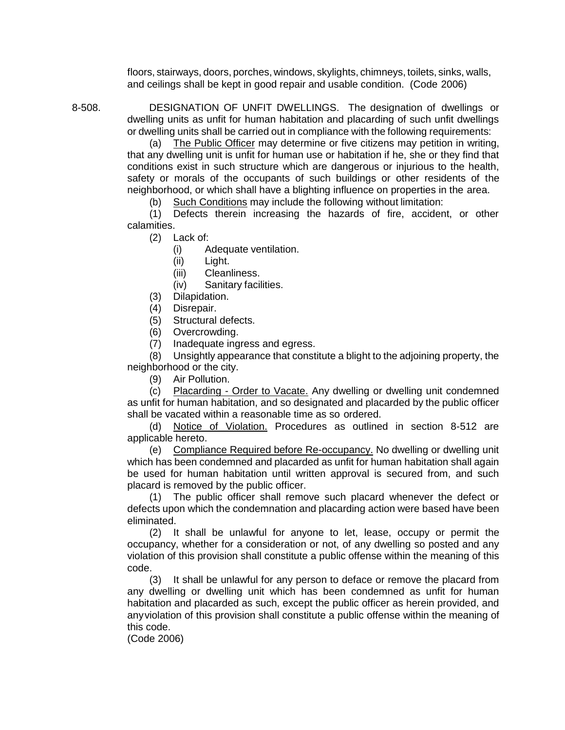floors, stairways, doors, porches, windows, skylights, chimneys, toilets, sinks, walls, and ceilings shall be kept in good repair and usable condition. (Code 2006)

8-508. DESIGNATION OF UNFIT DWELLINGS. The designation of dwellings or dwelling units as unfit for human habitation and placarding of such unfit dwellings or dwelling units shall be carried out in compliance with the following requirements:

(a) The Public Officer may determine or five citizens may petition in writing, that any dwelling unit is unfit for human use or habitation if he, she or they find that conditions exist in such structure which are dangerous or injurious to the health, safety or morals of the occupants of such buildings or other residents of the neighborhood, or which shall have a blighting influence on properties in the area.

(b) Such Conditions may include the following without limitation:

(1) Defects therein increasing the hazards of fire, accident, or other calamities.

(2) Lack of:

(i) Adequate ventilation.

(ii) Light.

(iii) Cleanliness.

(iv) Sanitary facilities.

(3) Dilapidation.

(4) Disrepair.

(5) Structural defects.

(6) Overcrowding.

(7) Inadequate ingress and egress.

(8) Unsightly appearance that constitute a blight to the adjoining property, the neighborhood or the city.

(9) Air Pollution.

(c) Placarding - Order to Vacate. Any dwelling or dwelling unit condemned as unfit for human habitation, and so designated and placarded by the public officer shall be vacated within a reasonable time as so ordered.

(d) Notice of Violation. Procedures as outlined in section 8-512 are applicable hereto.

(e) Compliance Required before Re-occupancy. No dwelling or dwelling unit which has been condemned and placarded as unfit for human habitation shall again be used for human habitation until written approval is secured from, and such placard is removed by the public officer.

(1) The public officer shall remove such placard whenever the defect or defects upon which the condemnation and placarding action were based have been eliminated.

(2) It shall be unlawful for anyone to let, lease, occupy or permit the occupancy, whether for a consideration or not, of any dwelling so posted and any violation of this provision shall constitute a public offense within the meaning of this code.

(3) It shall be unlawful for any person to deface or remove the placard from any dwelling or dwelling unit which has been condemned as unfit for human habitation and placarded as such, except the public officer as herein provided, and anyviolation of this provision shall constitute a public offense within the meaning of this code.

(Code 2006)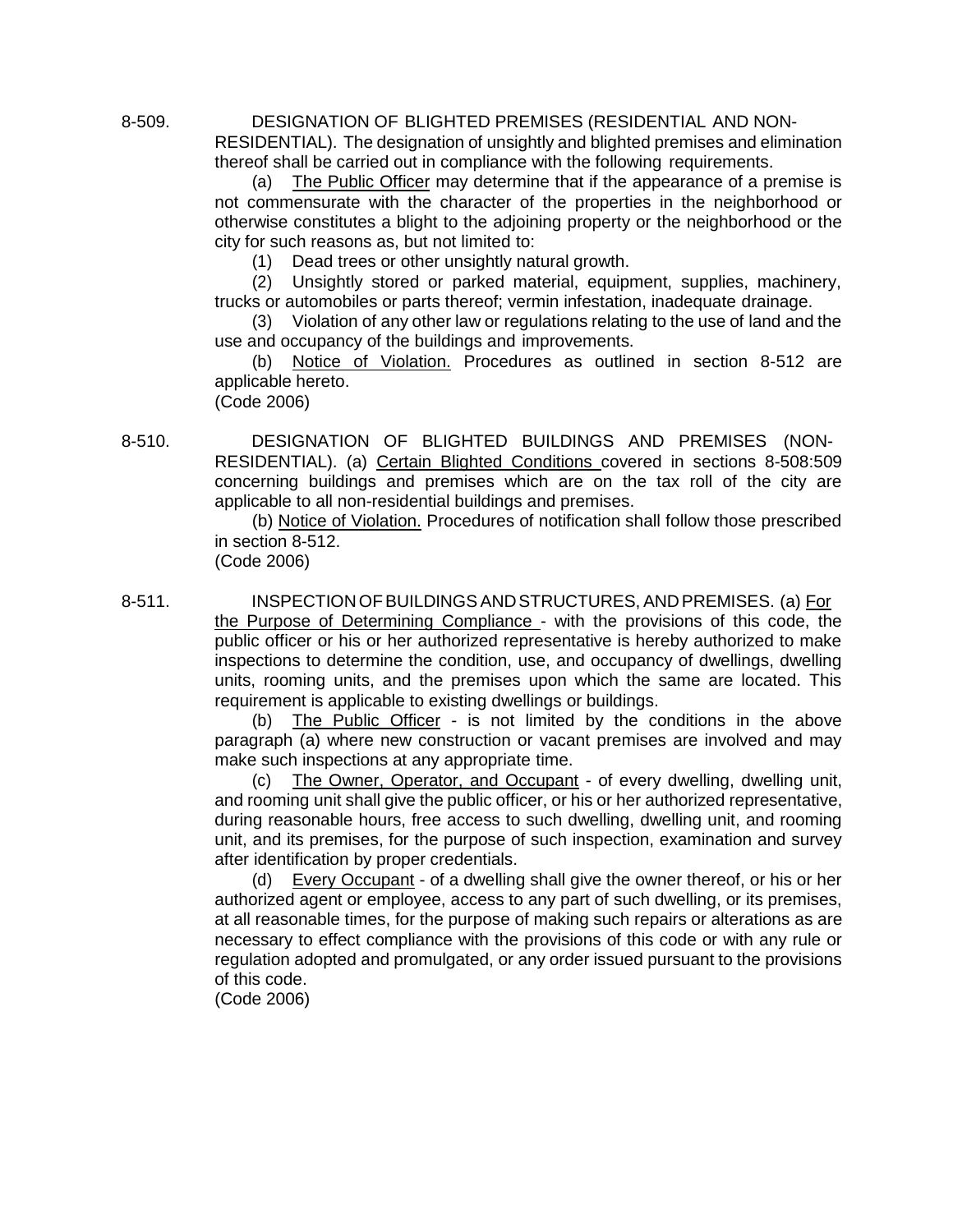8-509. DESIGNATION OF BLIGHTED PREMISES (RESIDENTIAL AND NON-RESIDENTIAL). The designation of unsightly and blighted premises and elimination thereof shall be carried out in compliance with the following requirements.

(a) The Public Officer may determine that if the appearance of a premise is not commensurate with the character of the properties in the neighborhood or otherwise constitutes a blight to the adjoining property or the neighborhood or the city for such reasons as, but not limited to:

(1) Dead trees or other unsightly natural growth.

(2) Unsightly stored or parked material, equipment, supplies, machinery, trucks or automobiles or parts thereof; vermin infestation, inadequate drainage.

(3) Violation of any other law or regulations relating to the use of land and the use and occupancy of the buildings and improvements.

(b) Notice of Violation. Procedures as outlined in section 8-512 are applicable hereto.

(Code 2006)

8-510. DESIGNATION OF BLIGHTED BUILDINGS AND PREMISES (NON-RESIDENTIAL). (a) Certain Blighted Conditions covered in sections 8-508:509 concerning buildings and premises which are on the tax roll of the city are applicable to all non-residential buildings and premises.

(b) Notice of Violation. Procedures of notification shall follow those prescribed in section 8-512.

(Code 2006)

8-511. INSPECTION OF BUILDINGS AND STRUCTURES, AND PREMISES. (a) For the Purpose of Determining Compliance - with the provisions of this code, the public officer or his or her authorized representative is hereby authorized to make inspections to determine the condition, use, and occupancy of dwellings, dwelling units, rooming units, and the premises upon which the same are located. This requirement is applicable to existing dwellings or buildings.

(b) The Public Officer - is not limited by the conditions in the above paragraph (a) where new construction or vacant premises are involved and may make such inspections at any appropriate time.

(c) The Owner, Operator, and Occupant - of every dwelling, dwelling unit, and rooming unit shall give the public officer, or his or her authorized representative, during reasonable hours, free access to such dwelling, dwelling unit, and rooming unit, and its premises, for the purpose of such inspection, examination and survey after identification by proper credentials.

(d) Every Occupant - of a dwelling shall give the owner thereof, or his or her authorized agent or employee, access to any part of such dwelling, or its premises, at all reasonable times, for the purpose of making such repairs or alterations as are necessary to effect compliance with the provisions of this code or with any rule or regulation adopted and promulgated, or any order issued pursuant to the provisions of this code.

(Code 2006)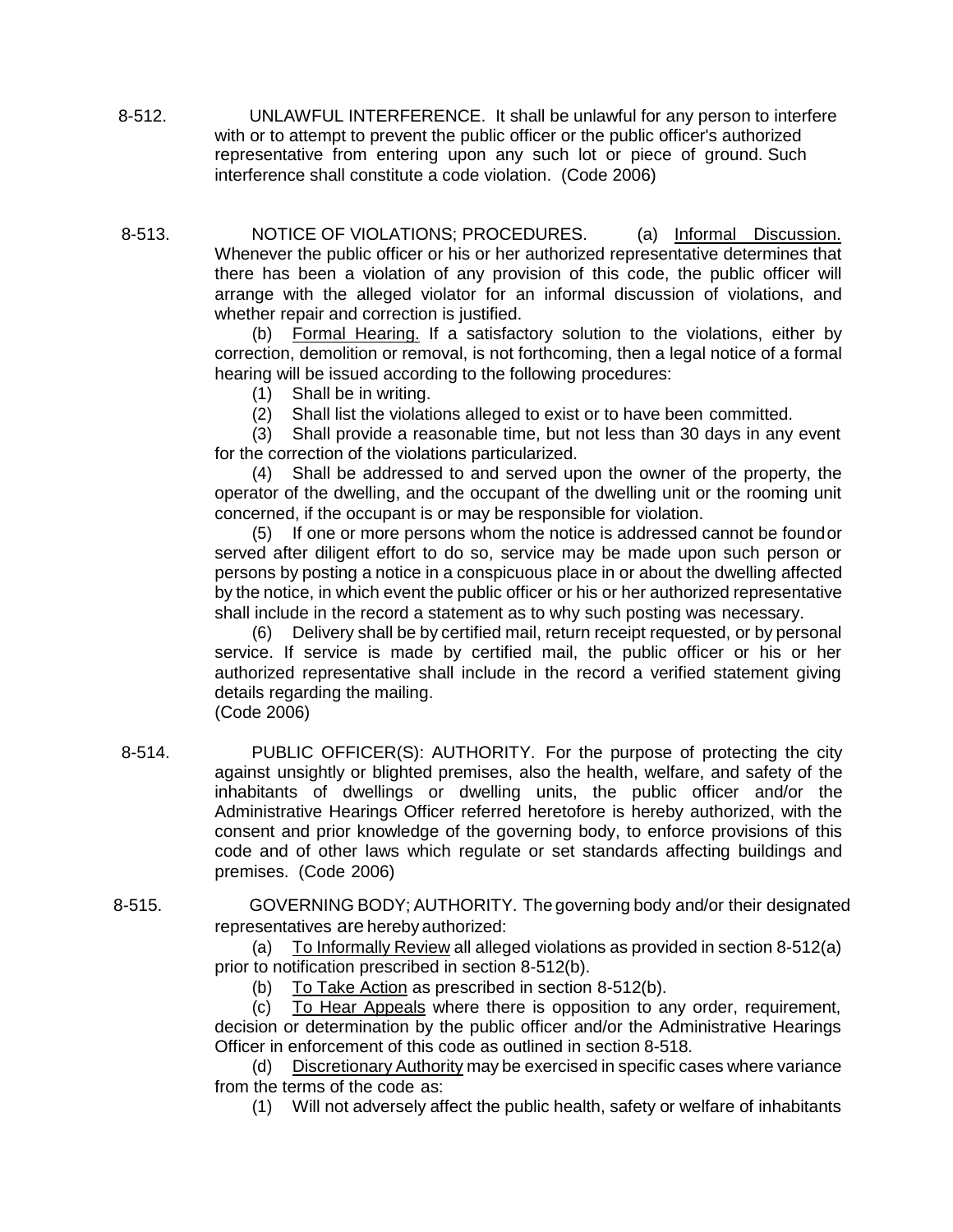8-512. UNLAWFUL INTERFERENCE. It shall be unlawful for any person to interfere with or to attempt to prevent the public officer or the public officer's authorized representative from entering upon any such lot or piece of ground. Such interference shall constitute a code violation. (Code 2006)

8-513. NOTICE OF VIOLATIONS; PROCEDURES. (a) Informal Discussion. Whenever the public officer or his or her authorized representative determines that there has been a violation of any provision of this code, the public officer will arrange with the alleged violator for an informal discussion of violations, and whether repair and correction is justified.

(b) Formal Hearing. If a satisfactory solution to the violations, either by correction, demolition or removal, is not forthcoming, then a legal notice of a formal hearing will be issued according to the following procedures:

(1) Shall be in writing.

(2) Shall list the violations alleged to exist or to have been committed.

(3) Shall provide a reasonable time, but not less than 30 days in any event for the correction of the violations particularized.

(4) Shall be addressed to and served upon the owner of the property, the operator of the dwelling, and the occupant of the dwelling unit or the rooming unit concerned, if the occupant is or may be responsible for violation.

(5) If one or more persons whom the notice is addressed cannot be found or served after diligent effort to do so, service may be made upon such person or persons by posting a notice in a conspicuous place in or about the dwelling affected by the notice, in which event the public officer or his or her authorized representative shall include in the record a statement as to why such posting was necessary.

(6) Delivery shall be by certified mail, return receipt requested, or by personal service. If service is made by certified mail, the public officer or his or her authorized representative shall include in the record a verified statement giving details regarding the mailing.

(Code 2006)

8-514. PUBLIC OFFICER(S): AUTHORITY. For the purpose of protecting the city against unsightly or blighted premises, also the health, welfare, and safety of the inhabitants of dwellings or dwelling units, the public officer and/or the Administrative Hearings Officer referred heretofore is hereby authorized, with the consent and prior knowledge of the governing body, to enforce provisions of this code and of other laws which regulate or set standards affecting buildings and premises. (Code 2006)

8-515. GOVERNING BODY; AUTHORITY. The governing body and/or their designated representatives are hereby authorized:

(a) To Informally Review all alleged violations as provided in section 8-512(a) prior to notification prescribed in section 8-512(b).

(b) To Take Action as prescribed in section 8-512(b).

(c) To Hear Appeals where there is opposition to any order, requirement, decision or determination by the public officer and/or the Administrative Hearings Officer in enforcement of this code as outlined in section 8-518.

(d) Discretionary Authority may be exercised in specific cases where variance from the terms of the code as:

(1) Will not adversely affect the public health, safety or welfare of inhabitants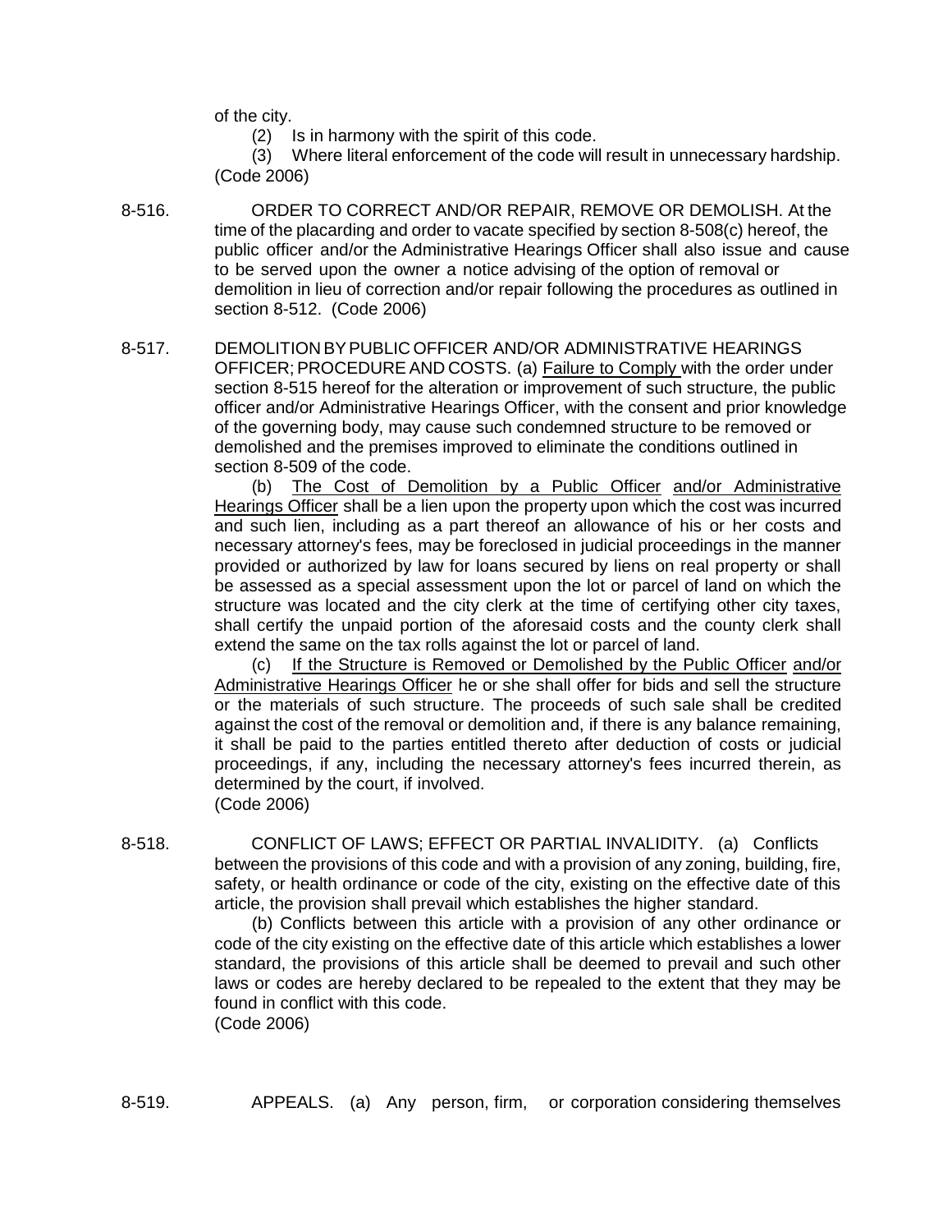of the city.

(2) Is in harmony with the spirit of this code.

(3) Where literal enforcement of the code will result in unnecessary hardship. (Code 2006)

8-516. ORDER TO CORRECT AND/OR REPAIR, REMOVE OR DEMOLISH. At the time of the placarding and order to vacate specified by section 8-508(c) hereof, the public officer and/or the Administrative Hearings Officer shall also issue and cause to be served upon the owner a notice advising of the option of removal or demolition in lieu of correction and/or repair following the procedures as outlined in section 8-512. (Code 2006)

8-517. DEMOLITION BY PUBLIC OFFICER AND/OR ADMINISTRATIVE HEARINGS OFFICER; PROCEDURE AND COSTS. (a) Failure to Comply with the order under section 8-515 hereof for the alteration or improvement of such structure, the public officer and/or Administrative Hearings Officer, with the consent and prior knowledge of the governing body, may cause such condemned structure to be removed or demolished and the premises improved to eliminate the conditions outlined in section 8-509 of the code.

(b) The Cost of Demolition by a Public Officer and/or Administrative Hearings Officer shall be a lien upon the property upon which the cost was incurred and such lien, including as a part thereof an allowance of his or her costs and necessary attorney's fees, may be foreclosed in judicial proceedings in the manner provided or authorized by law for loans secured by liens on real property or shall be assessed as a special assessment upon the lot or parcel of land on which the structure was located and the city clerk at the time of certifying other city taxes, shall certify the unpaid portion of the aforesaid costs and the county clerk shall extend the same on the tax rolls against the lot or parcel of land.

(c) If the Structure is Removed or Demolished by the Public Officer and/or Administrative Hearings Officer he or she shall offer for bids and sell the structure or the materials of such structure. The proceeds of such sale shall be credited against the cost of the removal or demolition and, if there is any balance remaining, it shall be paid to the parties entitled thereto after deduction of costs or judicial proceedings, if any, including the necessary attorney's fees incurred therein, as determined by the court, if involved.
(Code 2006)

8-518. CONFLICT OF LAWS; EFFECT OR PARTIAL INVALIDITY. (a) Conflicts between the provisions of this code and with a provision of any zoning, building, fire, safety, or health ordinance or code of the city, existing on the effective date of this article, the provision shall prevail which establishes the higher standard.

(b) Conflicts between this article with a provision of any other ordinance or code of the city existing on the effective date of this article which establishes a lower standard, the provisions of this article shall be deemed to prevail and such other laws or codes are hereby declared to be repealed to the extent that they may be found in conflict with this code.
(Code 2006)

8-519. APPEALS. (a) Any person, firm, or corporation considering themselves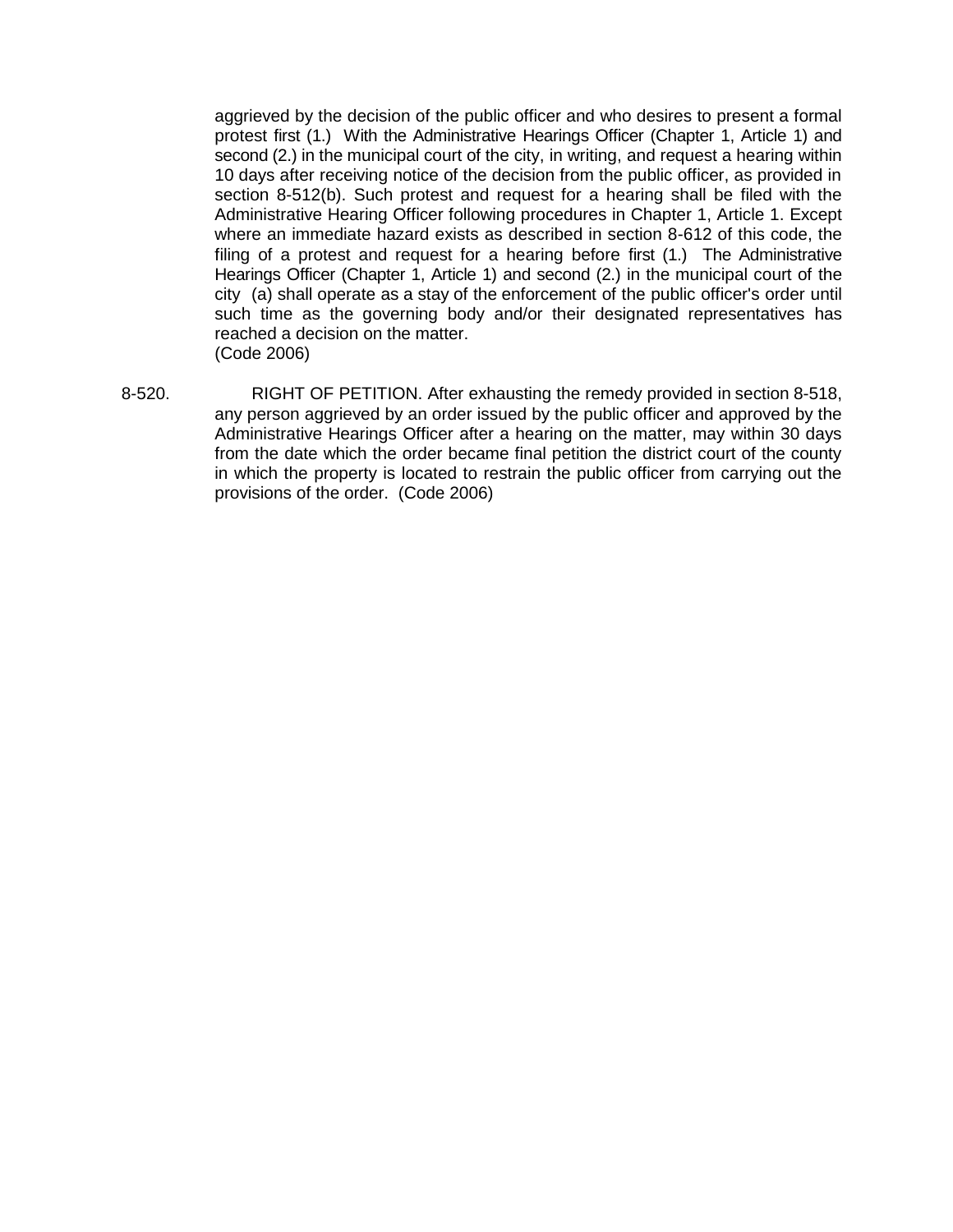aggrieved by the decision of the public officer and who desires to present a formal protest first (1.) With the Administrative Hearings Officer (Chapter 1, Article 1) and second (2.) in the municipal court of the city, in writing, and request a hearing within 10 days after receiving notice of the decision from the public officer, as provided in section 8-512(b). Such protest and request for a hearing shall be filed with the Administrative Hearing Officer following procedures in Chapter 1, Article 1. Except where an immediate hazard exists as described in section 8-612 of this code, the filing of a protest and request for a hearing before first (1.) The Administrative Hearings Officer (Chapter 1, Article 1) and second (2.) in the municipal court of the city (a) shall operate as a stay of the enforcement of the public officer's order until such time as the governing body and/or their designated representatives has reached a decision on the matter.
(Code 2006)

8-520. RIGHT OF PETITION. After exhausting the remedy provided in section 8-518, any person aggrieved by an order issued by the public officer and approved by the Administrative Hearings Officer after a hearing on the matter, may within 30 days from the date which the order became final petition the district court of the county in which the property is located to restrain the public officer from carrying out the provisions of the order. (Code 2006)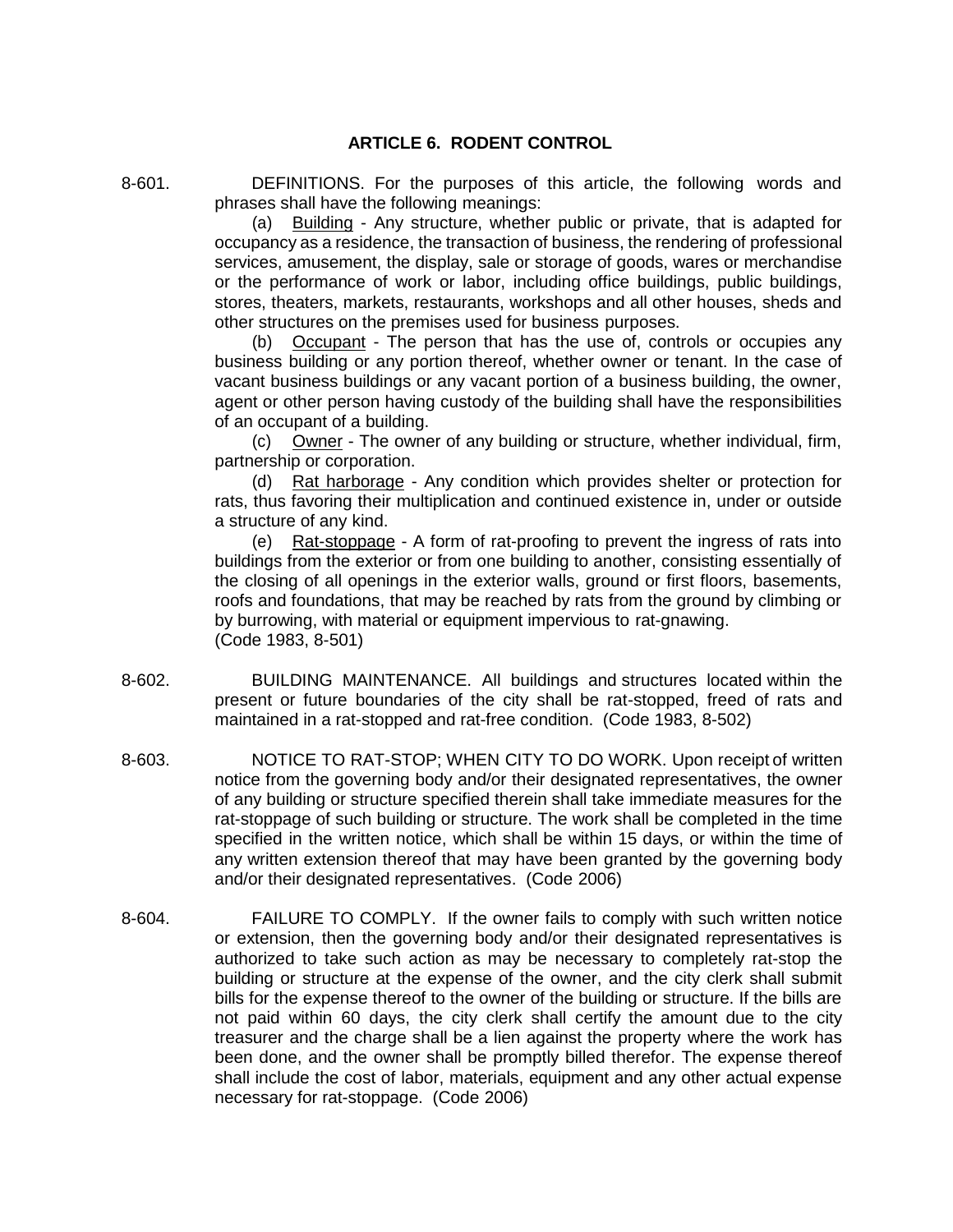## ARTICLE 6. RODENT CONTROL

8-601. DEFINITIONS. For the purposes of this article, the following words and phrases shall have the following meanings:

(a) Building - Any structure, whether public or private, that is adapted for occupancy as a residence, the transaction of business, the rendering of professional services, amusement, the display, sale or storage of goods, wares or merchandise or the performance of work or labor, including office buildings, public buildings, stores, theaters, markets, restaurants, workshops and all other houses, sheds and other structures on the premises used for business purposes.

(b) Occupant - The person that has the use of, controls or occupies any business building or any portion thereof, whether owner or tenant. In the case of vacant business buildings or any vacant portion of a business building, the owner, agent or other person having custody of the building shall have the responsibilities of an occupant of a building.

(c) Owner - The owner of any building or structure, whether individual, firm, partnership or corporation.

(d) Rat harborage - Any condition which provides shelter or protection for rats, thus favoring their multiplication and continued existence in, under or outside a structure of any kind.

(e) Rat-stoppage - A form of rat-proofing to prevent the ingress of rats into buildings from the exterior or from one building to another, consisting essentially of the closing of all openings in the exterior walls, ground or first floors, basements, roofs and foundations, that may be reached by rats from the ground by climbing or by burrowing, with material or equipment impervious to rat-gnawing.
(Code 1983, 8-501)

8-602. BUILDING MAINTENANCE. All buildings and structures located within the present or future boundaries of the city shall be rat-stopped, freed of rats and maintained in a rat-stopped and rat-free condition. (Code 1983, 8-502)

8-603. NOTICE TO RAT-STOP; WHEN CITY TO DO WORK. Upon receipt of written notice from the governing body and/or their designated representatives, the owner of any building or structure specified therein shall take immediate measures for the rat-stoppage of such building or structure. The work shall be completed in the time specified in the written notice, which shall be within 15 days, or within the time of any written extension thereof that may have been granted by the governing body and/or their designated representatives. (Code 2006)

8-604. FAILURE TO COMPLY. If the owner fails to comply with such written notice or extension, then the governing body and/or their designated representatives is authorized to take such action as may be necessary to completely rat-stop the building or structure at the expense of the owner, and the city clerk shall submit bills for the expense thereof to the owner of the building or structure. If the bills are not paid within 60 days, the city clerk shall certify the amount due to the city treasurer and the charge shall be a lien against the property where the work has been done, and the owner shall be promptly billed therefor. The expense thereof shall include the cost of labor, materials, equipment and any other actual expense necessary for rat-stoppage. (Code 2006)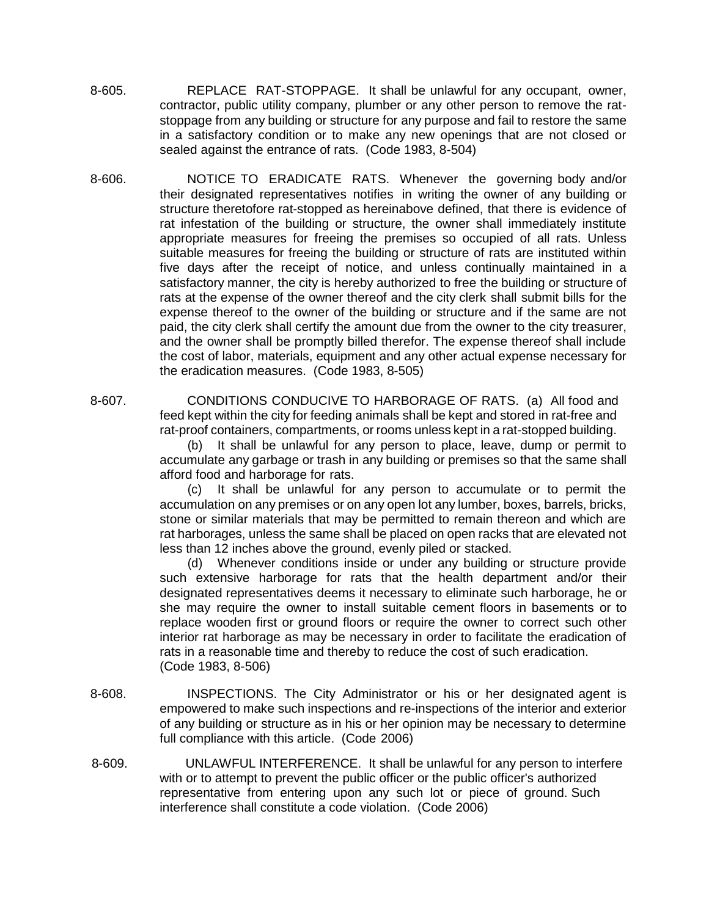8-605. REPLACE RAT-STOPPAGE. It shall be unlawful for any occupant, owner, contractor, public utility company, plumber or any other person to remove the rat-stoppage from any building or structure for any purpose and fail to restore the same in a satisfactory condition or to make any new openings that are not closed or sealed against the entrance of rats. (Code 1983, 8-504)

8-606. NOTICE TO ERADICATE RATS. Whenever the governing body and/or their designated representatives notifies in writing the owner of any building or structure theretofore rat-stopped as hereinabove defined, that there is evidence of rat infestation of the building or structure, the owner shall immediately institute appropriate measures for freeing the premises so occupied of all rats. Unless suitable measures for freeing the building or structure of rats are instituted within five days after the receipt of notice, and unless continually maintained in a satisfactory manner, the city is hereby authorized to free the building or structure of rats at the expense of the owner thereof and the city clerk shall submit bills for the expense thereof to the owner of the building or structure and if the same are not paid, the city clerk shall certify the amount due from the owner to the city treasurer, and the owner shall be promptly billed therefor. The expense thereof shall include the cost of labor, materials, equipment and any other actual expense necessary for the eradication measures. (Code 1983, 8-505)

8-607. CONDITIONS CONDUCIVE TO HARBORAGE OF RATS. (a) All food and feed kept within the city for feeding animals shall be kept and stored in rat-free and rat-proof containers, compartments, or rooms unless kept in a rat-stopped building.

(b) It shall be unlawful for any person to place, leave, dump or permit to accumulate any garbage or trash in any building or premises so that the same shall afford food and harborage for rats.

(c) It shall be unlawful for any person to accumulate or to permit the accumulation on any premises or on any open lot any lumber, boxes, barrels, bricks, stone or similar materials that may be permitted to remain thereon and which are rat harborages, unless the same shall be placed on open racks that are elevated not less than 12 inches above the ground, evenly piled or stacked.

(d) Whenever conditions inside or under any building or structure provide such extensive harborage for rats that the health department and/or their designated representatives deems it necessary to eliminate such harborage, he or she may require the owner to install suitable cement floors in basements or to replace wooden first or ground floors or require the owner to correct such other interior rat harborage as may be necessary in order to facilitate the eradication of rats in a reasonable time and thereby to reduce the cost of such eradication. (Code 1983, 8-506)

8-608. INSPECTIONS. The City Administrator or his or her designated agent is empowered to make such inspections and re-inspections of the interior and exterior of any building or structure as in his or her opinion may be necessary to determine full compliance with this article. (Code 2006)

8-609. UNLAWFUL INTERFERENCE. It shall be unlawful for any person to interfere with or to attempt to prevent the public officer or the public officer's authorized representative from entering upon any such lot or piece of ground. Such interference shall constitute a code violation. (Code 2006)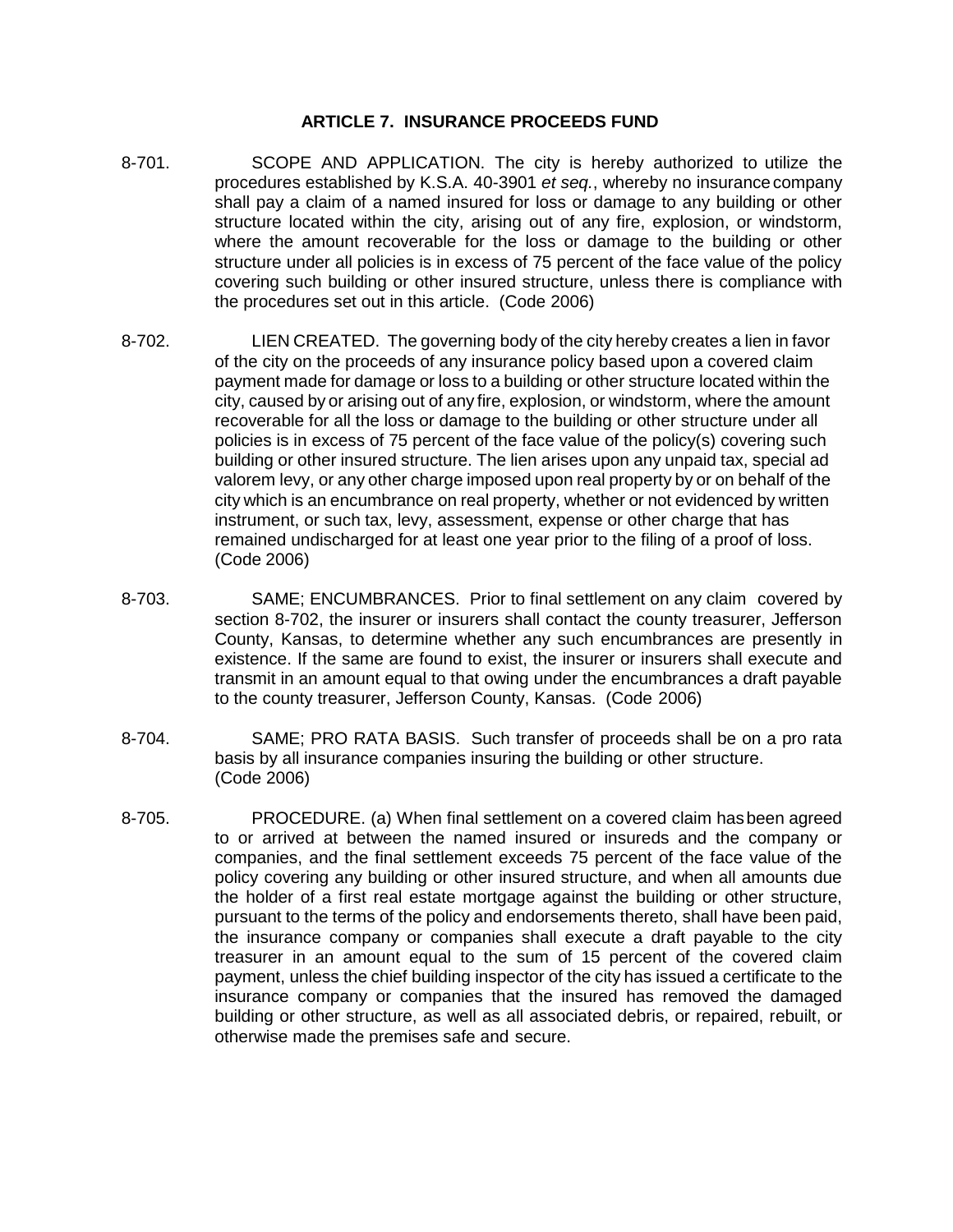## ARTICLE 7. INSURANCE PROCEEDS FUND

8-701. SCOPE AND APPLICATION. The city is hereby authorized to utilize the procedures established by K.S.A. 40-3901 *et seq.*, whereby no insurance company shall pay a claim of a named insured for loss or damage to any building or other structure located within the city, arising out of any fire, explosion, or windstorm, where the amount recoverable for the loss or damage to the building or other structure under all policies is in excess of 75 percent of the face value of the policy covering such building or other insured structure, unless there is compliance with the procedures set out in this article. (Code 2006)

8-702. LIEN CREATED. The governing body of the city hereby creates a lien in favor of the city on the proceeds of any insurance policy based upon a covered claim payment made for damage or loss to a building or other structure located within the city, caused by or arising out of any fire, explosion, or windstorm, where the amount recoverable for all the loss or damage to the building or other structure under all policies is in excess of 75 percent of the face value of the policy(s) covering such building or other insured structure. The lien arises upon any unpaid tax, special ad valorem levy, or any other charge imposed upon real property by or on behalf of the city which is an encumbrance on real property, whether or not evidenced by written instrument, or such tax, levy, assessment, expense or other charge that has remained undischarged for at least one year prior to the filing of a proof of loss. (Code 2006)

8-703. SAME; ENCUMBRANCES. Prior to final settlement on any claim covered by section 8-702, the insurer or insurers shall contact the county treasurer, Jefferson County, Kansas, to determine whether any such encumbrances are presently in existence. If the same are found to exist, the insurer or insurers shall execute and transmit in an amount equal to that owing under the encumbrances a draft payable to the county treasurer, Jefferson County, Kansas. (Code 2006)

8-704. SAME; PRO RATA BASIS. Such transfer of proceeds shall be on a pro rata basis by all insurance companies insuring the building or other structure. (Code 2006)

8-705. PROCEDURE. (a) When final settlement on a covered claim has been agreed to or arrived at between the named insured or insureds and the company or companies, and the final settlement exceeds 75 percent of the face value of the policy covering any building or other insured structure, and when all amounts due the holder of a first real estate mortgage against the building or other structure, pursuant to the terms of the policy and endorsements thereto, shall have been paid, the insurance company or companies shall execute a draft payable to the city treasurer in an amount equal to the sum of 15 percent of the covered claim payment, unless the chief building inspector of the city has issued a certificate to the insurance company or companies that the insured has removed the damaged building or other structure, as well as all associated debris, or repaired, rebuilt, or otherwise made the premises safe and secure.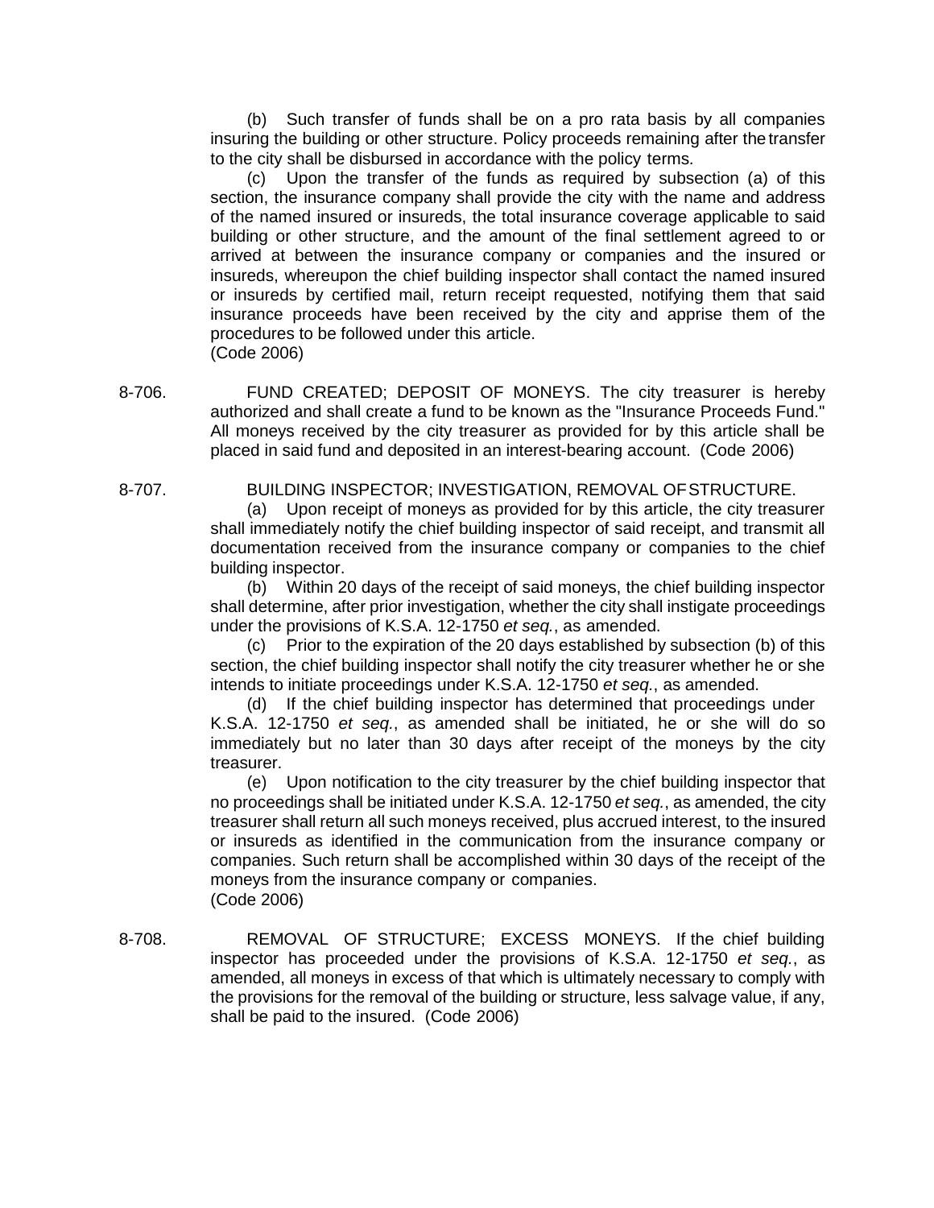(b) Such transfer of funds shall be on a pro rata basis by all companies insuring the building or other structure. Policy proceeds remaining after the transfer to the city shall be disbursed in accordance with the policy terms.

(c) Upon the transfer of the funds as required by subsection (a) of this section, the insurance company shall provide the city with the name and address of the named insured or insureds, the total insurance coverage applicable to said building or other structure, and the amount of the final settlement agreed to or arrived at between the insurance company or companies and the insured or insureds, whereupon the chief building inspector shall contact the named insured or insureds by certified mail, return receipt requested, notifying them that said insurance proceeds have been received by the city and apprise them of the procedures to be followed under this article.
(Code 2006)

8-706. FUND CREATED; DEPOSIT OF MONEYS. The city treasurer is hereby authorized and shall create a fund to be known as the "Insurance Proceeds Fund." All moneys received by the city treasurer as provided for by this article shall be placed in said fund and deposited in an interest-bearing account. (Code 2006)

8-707. BUILDING INSPECTOR; INVESTIGATION, REMOVAL OF STRUCTURE.

(a) Upon receipt of moneys as provided for by this article, the city treasurer shall immediately notify the chief building inspector of said receipt, and transmit all documentation received from the insurance company or companies to the chief building inspector.

(b) Within 20 days of the receipt of said moneys, the chief building inspector shall determine, after prior investigation, whether the city shall instigate proceedings under the provisions of K.S.A. 12-1750 *et seq.*, as amended.

(c) Prior to the expiration of the 20 days established by subsection (b) of this section, the chief building inspector shall notify the city treasurer whether he or she intends to initiate proceedings under K.S.A. 12-1750 *et seq.*, as amended.

(d) If the chief building inspector has determined that proceedings under K.S.A. 12-1750 *et seq.*, as amended shall be initiated, he or she will do so immediately but no later than 30 days after receipt of the moneys by the city treasurer.

(e) Upon notification to the city treasurer by the chief building inspector that no proceedings shall be initiated under K.S.A. 12-1750 *et seq.*, as amended, the city treasurer shall return all such moneys received, plus accrued interest, to the insured or insureds as identified in the communication from the insurance company or companies. Such return shall be accomplished within 30 days of the receipt of the moneys from the insurance company or companies.
(Code 2006)

8-708. REMOVAL OF STRUCTURE; EXCESS MONEYS. If the chief building inspector has proceeded under the provisions of K.S.A. 12-1750 *et seq.*, as amended, all moneys in excess of that which is ultimately necessary to comply with the provisions for the removal of the building or structure, less salvage value, if any, shall be paid to the insured. (Code 2006)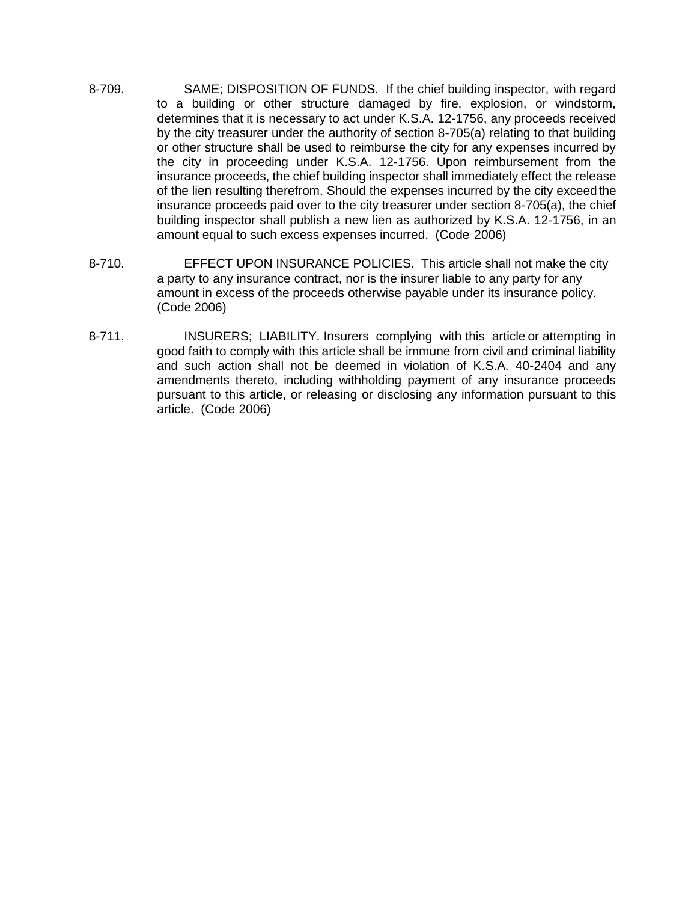8-709. SAME; DISPOSITION OF FUNDS. If the chief building inspector, with regard to a building or other structure damaged by fire, explosion, or windstorm, determines that it is necessary to act under K.S.A. 12-1756, any proceeds received by the city treasurer under the authority of section 8-705(a) relating to that building or other structure shall be used to reimburse the city for any expenses incurred by the city in proceeding under K.S.A. 12-1756. Upon reimbursement from the insurance proceeds, the chief building inspector shall immediately effect the release of the lien resulting therefrom. Should the expenses incurred by the city exceed the insurance proceeds paid over to the city treasurer under section 8-705(a), the chief building inspector shall publish a new lien as authorized by K.S.A. 12-1756, in an amount equal to such excess expenses incurred. (Code 2006)

8-710. EFFECT UPON INSURANCE POLICIES. This article shall not make the city a party to any insurance contract, nor is the insurer liable to any party for any amount in excess of the proceeds otherwise payable under its insurance policy. (Code 2006)

8-711. INSURERS; LIABILITY. Insurers complying with this article or attempting in good faith to comply with this article shall be immune from civil and criminal liability and such action shall not be deemed in violation of K.S.A. 40-2404 and any amendments thereto, including withholding payment of any insurance proceeds pursuant to this article, or releasing or disclosing any information pursuant to this article. (Code 2006)